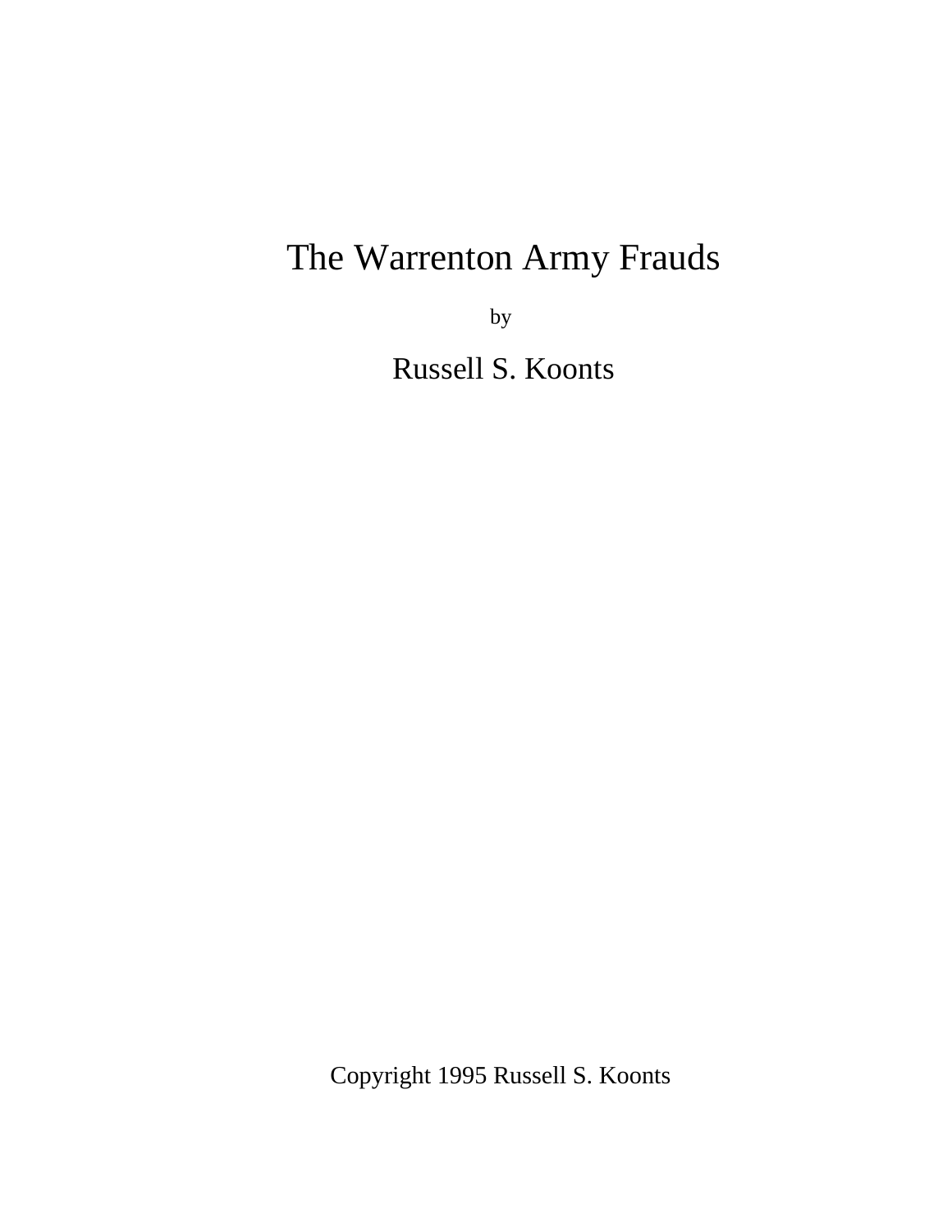# The Warrenton Army Frauds

by

Russell S. Koonts

Copyright 1995 Russell S. Koonts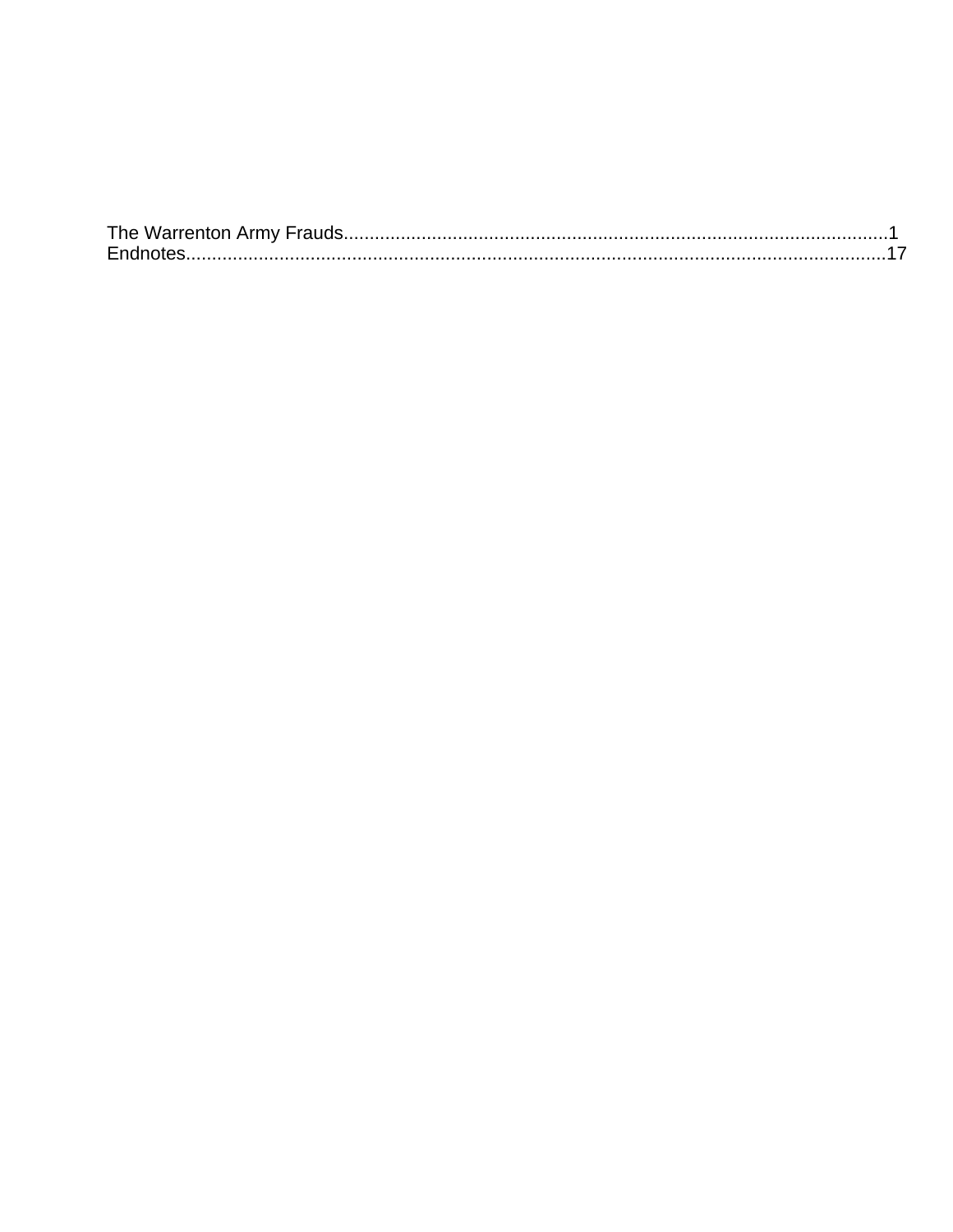The Warrenton Army Frauds........................................................................................................1
Endnotes........................................................................................................................17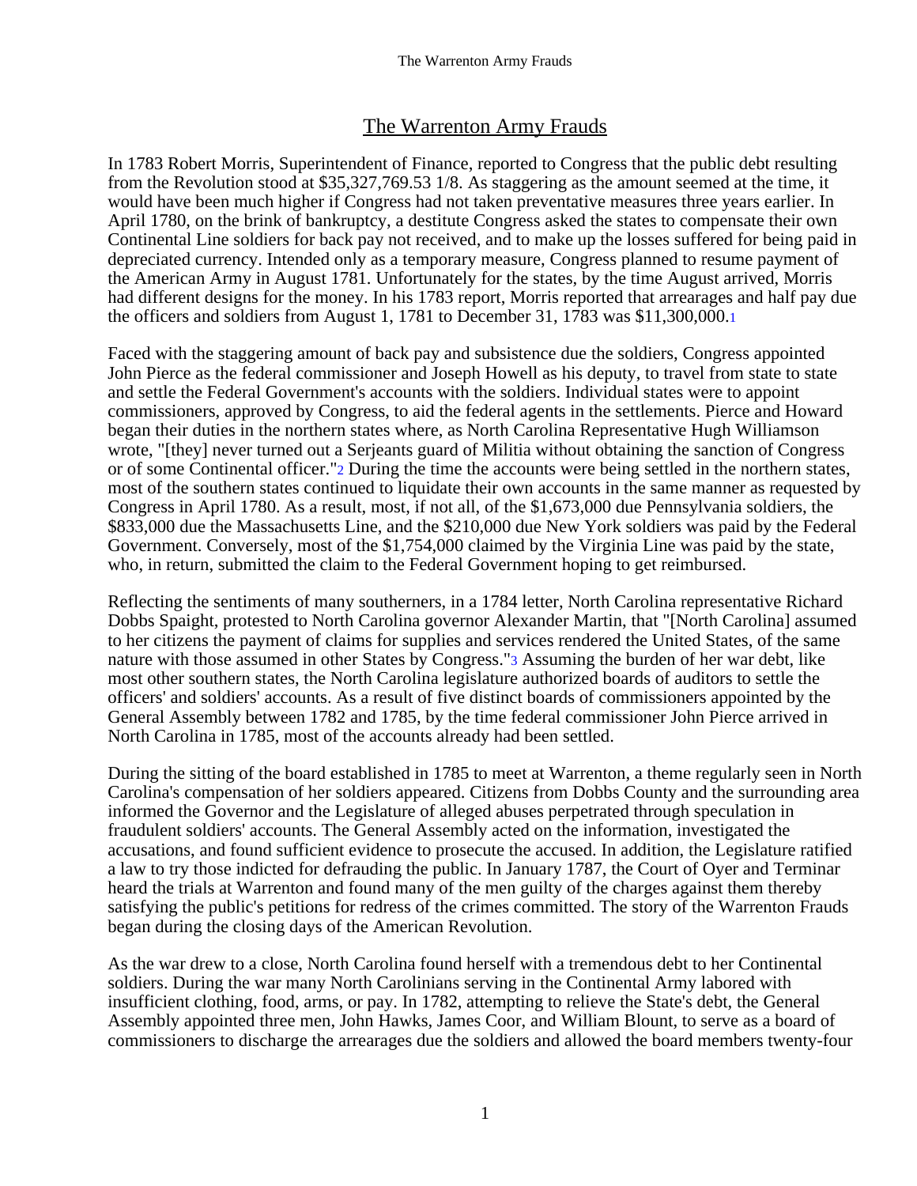# The Warrenton Army Frauds

In 1783 Robert Morris, Superintendent of Finance, reported to Congress that the public debt resulting from the Revolution stood at $35,327,769.53 1/8. As staggering as the amount seemed at the time, it would have been much higher if Congress had not taken preventative measures three years earlier. In April 1780, on the brink of bankruptcy, a destitute Congress asked the states to compensate their own Continental Line soldiers for back pay not received, and to make up the losses suffered for being paid in depreciated currency. Intended only as a temporary measure, Congress planned to resume payment of the American Army in August 1781. Unfortunately for the states, by the time August arrived, Morris had different designs for the money. In his 1783 report, Morris reported that arrearages and half pay due the officers and soldiers from August 1, 1781 to December 31, 1783 was $11,300,000.[1]

Faced with the staggering amount of back pay and subsistence due the soldiers, Congress appointed John Pierce as the federal commissioner and Joseph Howell as his deputy, to travel from state to state and settle the Federal Government's accounts with the soldiers. Individual states were to appoint commissioners, approved by Congress, to aid the federal agents in the settlements. Pierce and Howard began their duties in the northern states where, as North Carolina Representative Hugh Williamson wrote, "[they] never turned out a Serjeants guard of Militia without obtaining the sanction of Congress or of some Continental officer."[2] During the time the accounts were being settled in the northern states, most of the southern states continued to liquidate their own accounts in the same manner as requested by Congress in April 1780. As a result, most, if not all, of the $1,673,000 due Pennsylvania soldiers, the $833,000 due the Massachusetts Line, and the $210,000 due New York soldiers was paid by the Federal Government. Conversely, most of the $1,754,000 claimed by the Virginia Line was paid by the state, who, in return, submitted the claim to the Federal Government hoping to get reimbursed.

Reflecting the sentiments of many southerners, in a 1784 letter, North Carolina representative Richard Dobbs Spaight, protested to North Carolina governor Alexander Martin, that "[North Carolina] assumed to her citizens the payment of claims for supplies and services rendered the United States, of the same nature with those assumed in other States by Congress."[3] Assuming the burden of her war debt, like most other southern states, the North Carolina legislature authorized boards of auditors to settle the officers' and soldiers' accounts. As a result of five distinct boards of commissioners appointed by the General Assembly between 1782 and 1785, by the time federal commissioner John Pierce arrived in North Carolina in 1785, most of the accounts already had been settled.

During the sitting of the board established in 1785 to meet at Warrenton, a theme regularly seen in North Carolina's compensation of her soldiers appeared. Citizens from Dobbs County and the surrounding area informed the Governor and the Legislature of alleged abuses perpetrated through speculation in fraudulent soldiers' accounts. The General Assembly acted on the information, investigated the accusations, and found sufficient evidence to prosecute the accused. In addition, the Legislature ratified a law to try those indicted for defrauding the public. In January 1787, the Court of Oyer and Terminar heard the trials at Warrenton and found many of the men guilty of the charges against them thereby satisfying the public's petitions for redress of the crimes committed. The story of the Warrenton Frauds began during the closing days of the American Revolution.

As the war drew to a close, North Carolina found herself with a tremendous debt to her Continental soldiers. During the war many North Carolinians serving in the Continental Army labored with insufficient clothing, food, arms, or pay. In 1782, attempting to relieve the State's debt, the General Assembly appointed three men, John Hawks, James Coor, and William Blount, to serve as a board of commissioners to discharge the arrearages due the soldiers and allowed the board members twenty-four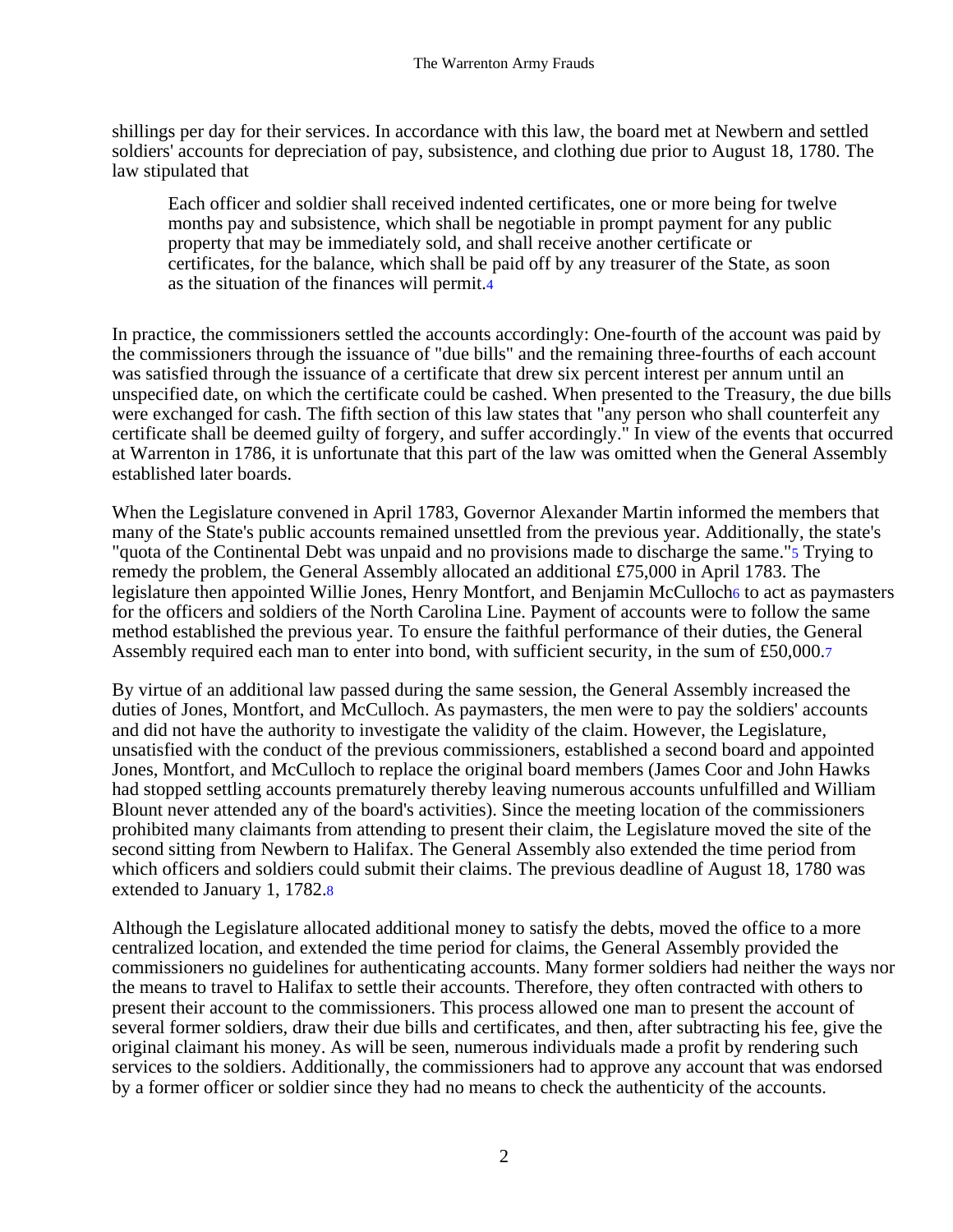shillings per day for their services. In accordance with this law, the board met at Newbern and settled soldiers' accounts for depreciation of pay, subsistence, and clothing due prior to August 18, 1780. The law stipulated that

> Each officer and soldier shall received indented certificates, one or more being for twelve months pay and subsistence, which shall be negotiable in prompt payment for any public property that may be immediately sold, and shall receive another certificate or certificates, for the balance, which shall be paid off by any treasurer of the State, as soon as the situation of the finances will permit.[4]

In practice, the commissioners settled the accounts accordingly: One-fourth of the account was paid by the commissioners through the issuance of "due bills" and the remaining three-fourths of each account was satisfied through the issuance of a certificate that drew six percent interest per annum until an unspecified date, on which the certificate could be cashed. When presented to the Treasury, the due bills were exchanged for cash. The fifth section of this law states that "any person who shall counterfeit any certificate shall be deemed guilty of forgery, and suffer accordingly." In view of the events that occurred at Warrenton in 1786, it is unfortunate that this part of the law was omitted when the General Assembly established later boards.

When the Legislature convened in April 1783, Governor Alexander Martin informed the members that many of the State's public accounts remained unsettled from the previous year. Additionally, the state's "quota of the Continental Debt was unpaid and no provisions made to discharge the same."[5] Trying to remedy the problem, the General Assembly allocated an additional £75,000 in April 1783. The legislature then appointed Willie Jones, Henry Montfort, and Benjamin McCulloch[6] to act as paymasters for the officers and soldiers of the North Carolina Line. Payment of accounts were to follow the same method established the previous year. To ensure the faithful performance of their duties, the General Assembly required each man to enter into bond, with sufficient security, in the sum of £50,000.[7]

By virtue of an additional law passed during the same session, the General Assembly increased the duties of Jones, Montfort, and McCulloch. As paymasters, the men were to pay the soldiers' accounts and did not have the authority to investigate the validity of the claim. However, the Legislature, unsatisfied with the conduct of the previous commissioners, established a second board and appointed Jones, Montfort, and McCulloch to replace the original board members (James Coor and John Hawks had stopped settling accounts prematurely thereby leaving numerous accounts unfulfilled and William Blount never attended any of the board's activities). Since the meeting location of the commissioners prohibited many claimants from attending to present their claim, the Legislature moved the site of the second sitting from Newbern to Halifax. The General Assembly also extended the time period from which officers and soldiers could submit their claims. The previous deadline of August 18, 1780 was extended to January 1, 1782.[8]

Although the Legislature allocated additional money to satisfy the debts, moved the office to a more centralized location, and extended the time period for claims, the General Assembly provided the commissioners no guidelines for authenticating accounts. Many former soldiers had neither the ways nor the means to travel to Halifax to settle their accounts. Therefore, they often contracted with others to present their account to the commissioners. This process allowed one man to present the account of several former soldiers, draw their due bills and certificates, and then, after subtracting his fee, give the original claimant his money. As will be seen, numerous individuals made a profit by rendering such services to the soldiers. Additionally, the commissioners had to approve any account that was endorsed by a former officer or soldier since they had no means to check the authenticity of the accounts.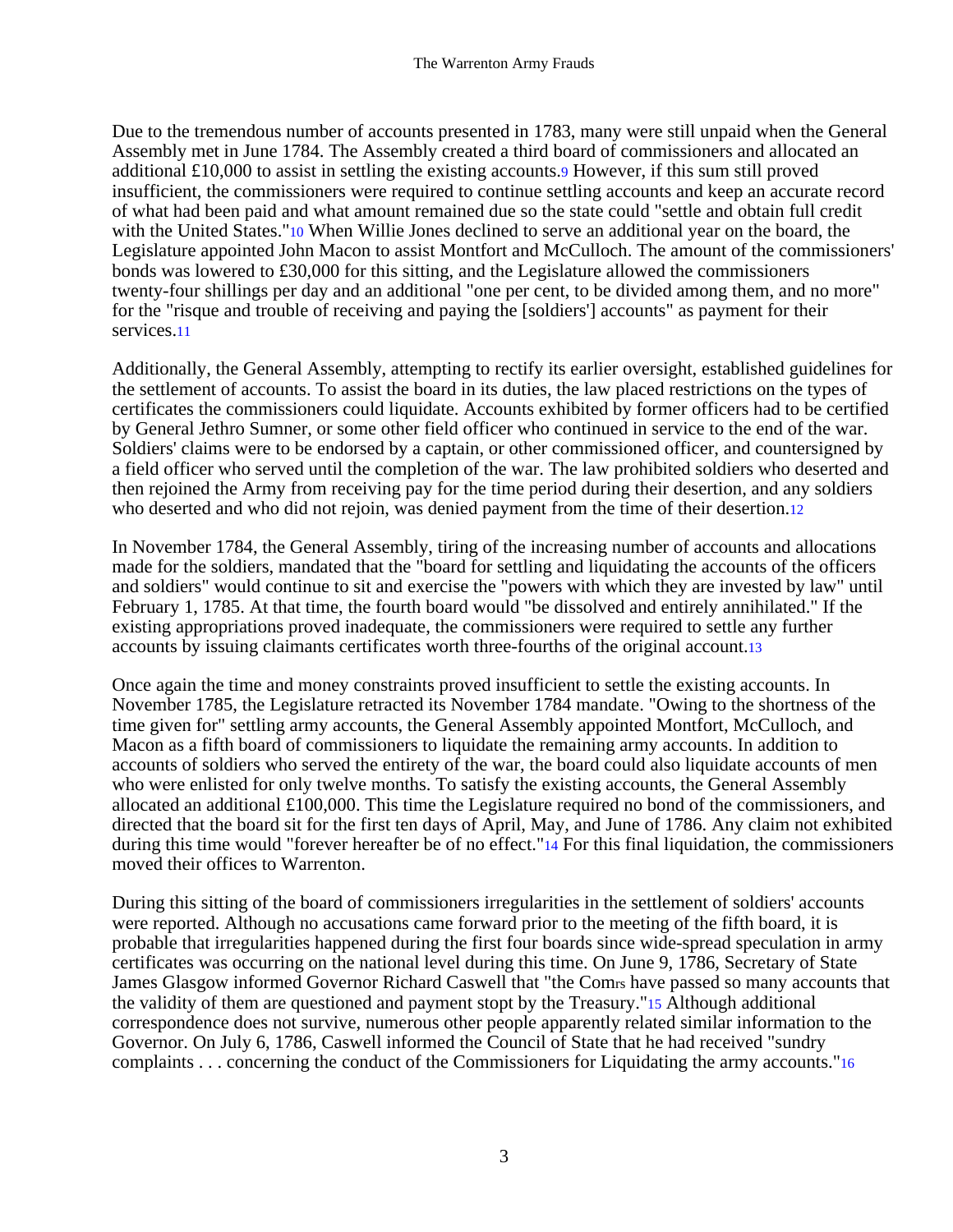Due to the tremendous number of accounts presented in 1783, many were still unpaid when the General Assembly met in June 1784. The Assembly created a third board of commissioners and allocated an additional £10,000 to assist in settling the existing accounts.[9] However, if this sum still proved insufficient, the commissioners were required to continue settling accounts and keep an accurate record of what had been paid and what amount remained due so the state could "settle and obtain full credit with the United States."[10] When Willie Jones declined to serve an additional year on the board, the Legislature appointed John Macon to assist Montfort and McCulloch. The amount of the commissioners' bonds was lowered to £30,000 for this sitting, and the Legislature allowed the commissioners twenty-four shillings per day and an additional "one per cent, to be divided among them, and no more" for the "risque and trouble of receiving and paying the [soldiers'] accounts" as payment for their services.[11]

Additionally, the General Assembly, attempting to rectify its earlier oversight, established guidelines for the settlement of accounts. To assist the board in its duties, the law placed restrictions on the types of certificates the commissioners could liquidate. Accounts exhibited by former officers had to be certified by General Jethro Sumner, or some other field officer who continued in service to the end of the war. Soldiers' claims were to be endorsed by a captain, or other commissioned officer, and countersigned by a field officer who served until the completion of the war. The law prohibited soldiers who deserted and then rejoined the Army from receiving pay for the time period during their desertion, and any soldiers who deserted and who did not rejoin, was denied payment from the time of their desertion.[12]

In November 1784, the General Assembly, tiring of the increasing number of accounts and allocations made for the soldiers, mandated that the "board for settling and liquidating the accounts of the officers and soldiers" would continue to sit and exercise the "powers with which they are invested by law" until February 1, 1785. At that time, the fourth board would "be dissolved and entirely annihilated." If the existing appropriations proved inadequate, the commissioners were required to settle any further accounts by issuing claimants certificates worth three-fourths of the original account.[13]

Once again the time and money constraints proved insufficient to settle the existing accounts. In November 1785, the Legislature retracted its November 1784 mandate. "Owing to the shortness of the time given for" settling army accounts, the General Assembly appointed Montfort, McCulloch, and Macon as a fifth board of commissioners to liquidate the remaining army accounts. In addition to accounts of soldiers who served the entirety of the war, the board could also liquidate accounts of men who were enlisted for only twelve months. To satisfy the existing accounts, the General Assembly allocated an additional £100,000. This time the Legislature required no bond of the commissioners, and directed that the board sit for the first ten days of April, May, and June of 1786. Any claim not exhibited during this time would "forever hereafter be of no effect."[14] For this final liquidation, the commissioners moved their offices to Warrenton.

During this sitting of the board of commissioners irregularities in the settlement of soldiers' accounts were reported. Although no accusations came forward prior to the meeting of the fifth board, it is probable that irregularities happened during the first four boards since wide-spread speculation in army certificates was occurring on the national level during this time. On June 9, 1786, Secretary of State James Glasgow informed Governor Richard Caswell that "the Comrs have passed so many accounts that the validity of them are questioned and payment stopt by the Treasury."[15] Although additional correspondence does not survive, numerous other people apparently related similar information to the Governor. On July 6, 1786, Caswell informed the Council of State that he had received "sundry complaints . . . concerning the conduct of the Commissioners for Liquidating the army accounts."[16]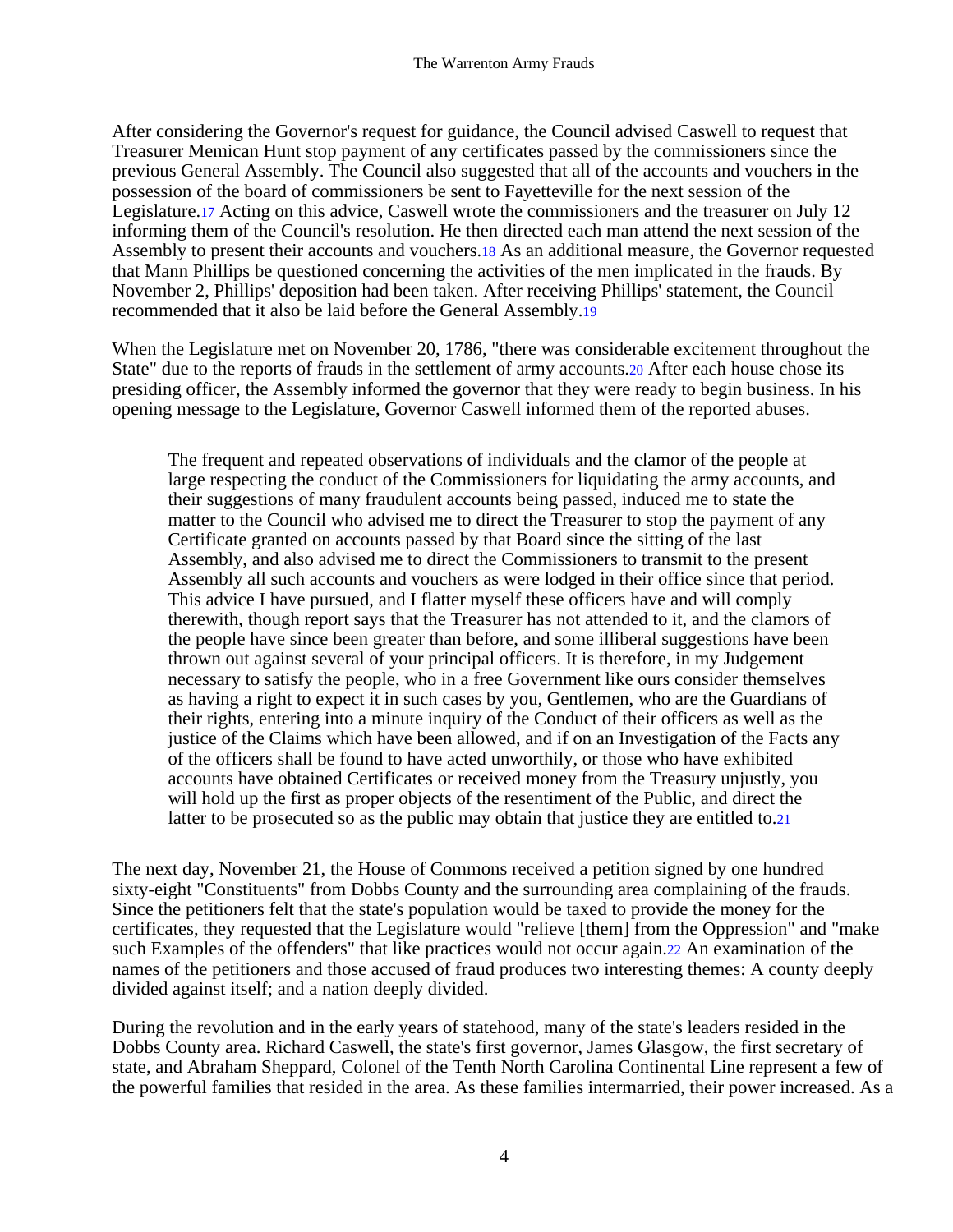After considering the Governor's request for guidance, the Council advised Caswell to request that Treasurer Memican Hunt stop payment of any certificates passed by the commissioners since the previous General Assembly. The Council also suggested that all of the accounts and vouchers in the possession of the board of commissioners be sent to Fayetteville for the next session of the Legislature.[17] Acting on this advice, Caswell wrote the commissioners and the treasurer on July 12 informing them of the Council's resolution. He then directed each man attend the next session of the Assembly to present their accounts and vouchers.[18] As an additional measure, the Governor requested that Mann Phillips be questioned concerning the activities of the men implicated in the frauds. By November 2, Phillips' deposition had been taken. After receiving Phillips' statement, the Council recommended that it also be laid before the General Assembly.[19]

When the Legislature met on November 20, 1786, "there was considerable excitement throughout the State" due to the reports of frauds in the settlement of army accounts.[20] After each house chose its presiding officer, the Assembly informed the governor that they were ready to begin business. In his opening message to the Legislature, Governor Caswell informed them of the reported abuses.

> The frequent and repeated observations of individuals and the clamor of the people at large respecting the conduct of the Commissioners for liquidating the army accounts, and their suggestions of many fraudulent accounts being passed, induced me to state the matter to the Council who advised me to direct the Treasurer to stop the payment of any Certificate granted on accounts passed by that Board since the sitting of the last Assembly, and also advised me to direct the Commissioners to transmit to the present Assembly all such accounts and vouchers as were lodged in their office since that period. This advice I have pursued, and I flatter myself these officers have and will comply therewith, though report says that the Treasurer has not attended to it, and the clamors of the people have since been greater than before, and some illiberal suggestions have been thrown out against several of your principal officers. It is therefore, in my Judgement necessary to satisfy the people, who in a free Government like ours consider themselves as having a right to expect it in such cases by you, Gentlemen, who are the Guardians of their rights, entering into a minute inquiry of the Conduct of their officers as well as the justice of the Claims which have been allowed, and if on an Investigation of the Facts any of the officers shall be found to have acted unworthily, or those who have exhibited accounts have obtained Certificates or received money from the Treasury unjustly, you will hold up the first as proper objects of the resentment of the Public, and direct the latter to be prosecuted so as the public may obtain that justice they are entitled to.[21]

The next day, November 21, the House of Commons received a petition signed by one hundred sixty-eight "Constituents" from Dobbs County and the surrounding area complaining of the frauds. Since the petitioners felt that the state's population would be taxed to provide the money for the certificates, they requested that the Legislature would "relieve [them] from the Oppression" and "make such Examples of the offenders" that like practices would not occur again.[22] An examination of the names of the petitioners and those accused of fraud produces two interesting themes: A county deeply divided against itself; and a nation deeply divided.

During the revolution and in the early years of statehood, many of the state's leaders resided in the Dobbs County area. Richard Caswell, the state's first governor, James Glasgow, the first secretary of state, and Abraham Sheppard, Colonel of the Tenth North Carolina Continental Line represent a few of the powerful families that resided in the area. As these families intermarried, their power increased. As a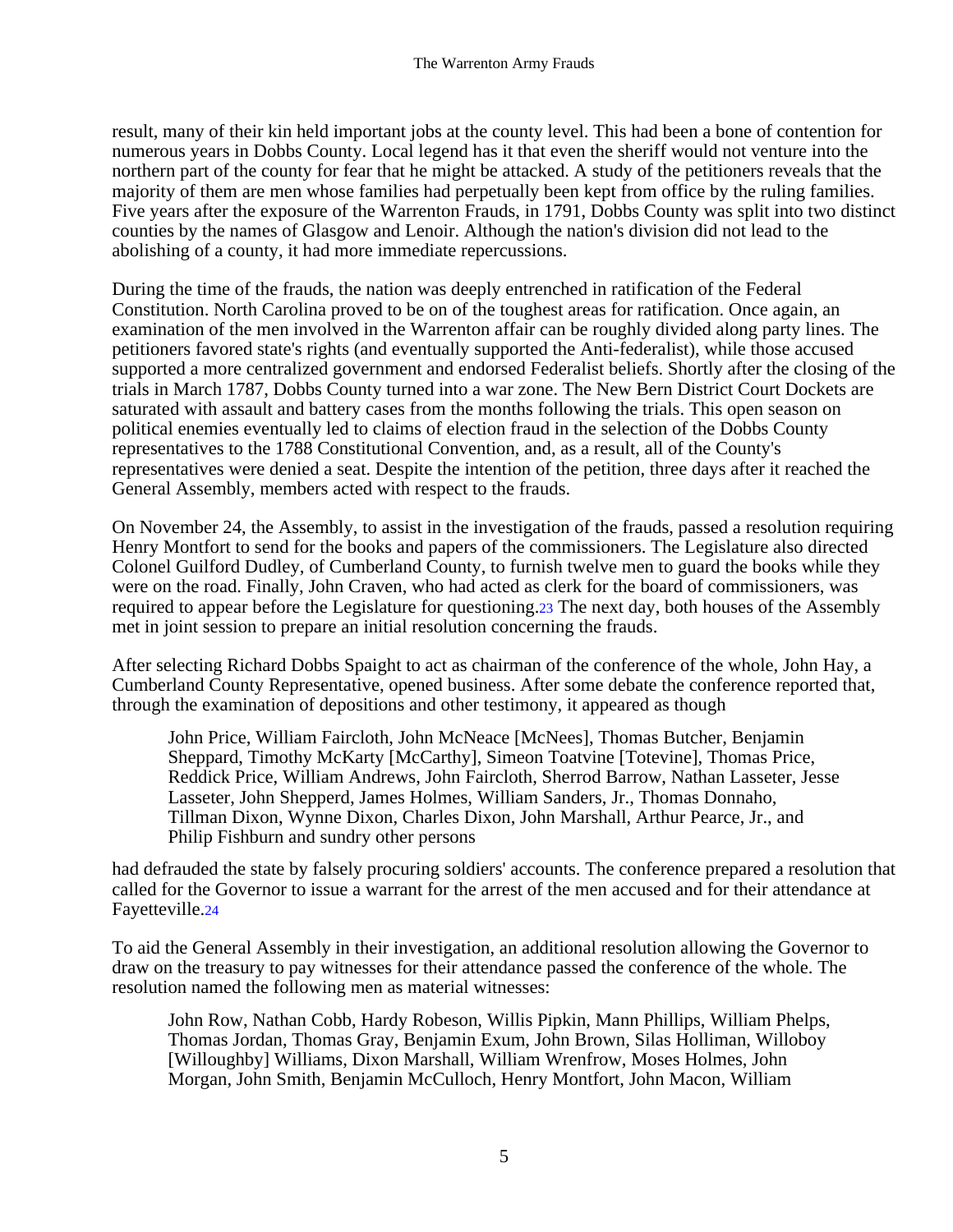result, many of their kin held important jobs at the county level. This had been a bone of contention for numerous years in Dobbs County. Local legend has it that even the sheriff would not venture into the northern part of the county for fear that he might be attacked. A study of the petitioners reveals that the majority of them are men whose families had perpetually been kept from office by the ruling families. Five years after the exposure of the Warrenton Frauds, in 1791, Dobbs County was split into two distinct counties by the names of Glasgow and Lenoir. Although the nation's division did not lead to the abolishing of a county, it had more immediate repercussions.

During the time of the frauds, the nation was deeply entrenched in ratification of the Federal Constitution. North Carolina proved to be on of the toughest areas for ratification. Once again, an examination of the men involved in the Warrenton affair can be roughly divided along party lines. The petitioners favored state's rights (and eventually supported the Anti-federalist), while those accused supported a more centralized government and endorsed Federalist beliefs. Shortly after the closing of the trials in March 1787, Dobbs County turned into a war zone. The New Bern District Court Dockets are saturated with assault and battery cases from the months following the trials. This open season on political enemies eventually led to claims of election fraud in the selection of the Dobbs County representatives to the 1788 Constitutional Convention, and, as a result, all of the County's representatives were denied a seat. Despite the intention of the petition, three days after it reached the General Assembly, members acted with respect to the frauds.

On November 24, the Assembly, to assist in the investigation of the frauds, passed a resolution requiring Henry Montfort to send for the books and papers of the commissioners. The Legislature also directed Colonel Guilford Dudley, of Cumberland County, to furnish twelve men to guard the books while they were on the road. Finally, John Craven, who had acted as clerk for the board of commissioners, was required to appear before the Legislature for questioning.[23] The next day, both houses of the Assembly met in joint session to prepare an initial resolution concerning the frauds.

After selecting Richard Dobbs Spaight to act as chairman of the conference of the whole, John Hay, a Cumberland County Representative, opened business. After some debate the conference reported that, through the examination of depositions and other testimony, it appeared as though

> John Price, William Faircloth, John McNeace [McNees], Thomas Butcher, Benjamin Sheppard, Timothy McKarty [McCarthy], Simeon Toatvine [Totevine], Thomas Price, Reddick Price, William Andrews, John Faircloth, Sherrod Barrow, Nathan Lasseter, Jesse Lasseter, John Shepperd, James Holmes, William Sanders, Jr., Thomas Donnaho, Tillman Dixon, Wynne Dixon, Charles Dixon, John Marshall, Arthur Pearce, Jr., and Philip Fishburn and sundry other persons

had defrauded the state by falsely procuring soldiers' accounts. The conference prepared a resolution that called for the Governor to issue a warrant for the arrest of the men accused and for their attendance at Fayetteville.[24]

To aid the General Assembly in their investigation, an additional resolution allowing the Governor to draw on the treasury to pay witnesses for their attendance passed the conference of the whole. The resolution named the following men as material witnesses:

> John Row, Nathan Cobb, Hardy Robeson, Willis Pipkin, Mann Phillips, William Phelps, Thomas Jordan, Thomas Gray, Benjamin Exum, John Brown, Silas Holliman, Willoboy [Willoughby] Williams, Dixon Marshall, William Wrenfrow, Moses Holmes, John Morgan, John Smith, Benjamin McCulloch, Henry Montfort, John Macon, William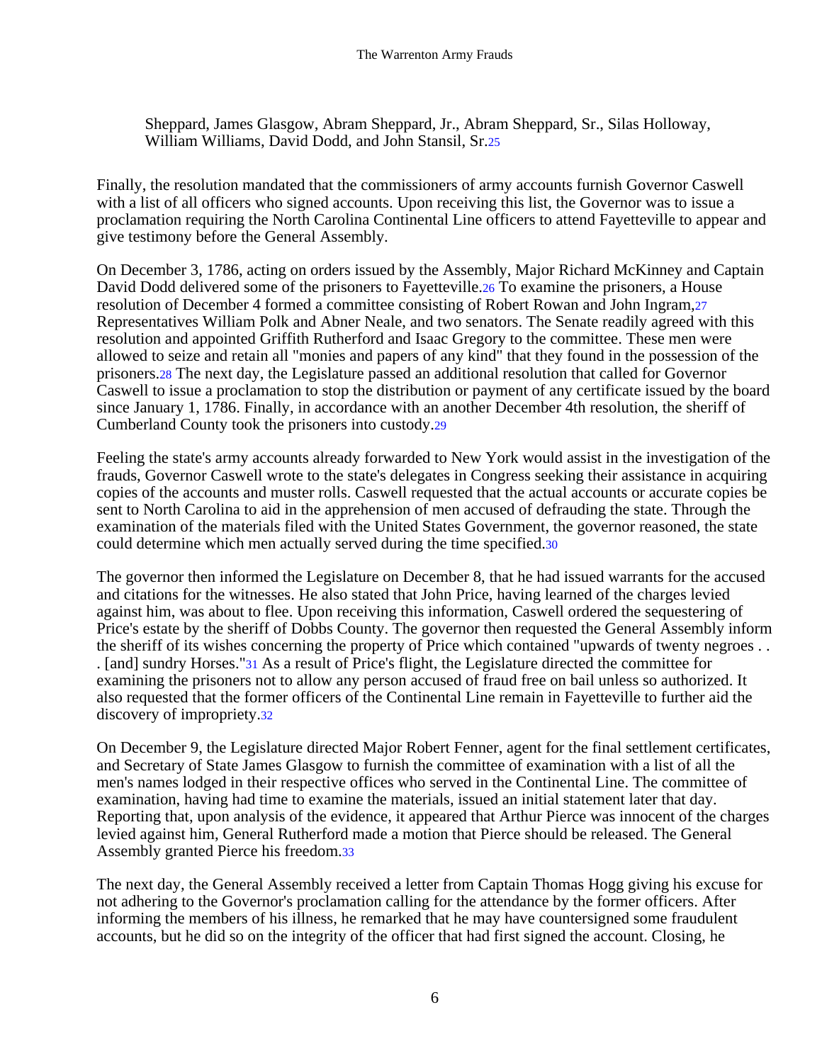Sheppard, James Glasgow, Abram Sheppard, Jr., Abram Sheppard, Sr., Silas Holloway, William Williams, David Dodd, and John Stansil, Sr.[25]

Finally, the resolution mandated that the commissioners of army accounts furnish Governor Caswell with a list of all officers who signed accounts. Upon receiving this list, the Governor was to issue a proclamation requiring the North Carolina Continental Line officers to attend Fayetteville to appear and give testimony before the General Assembly.

On December 3, 1786, acting on orders issued by the Assembly, Major Richard McKinney and Captain David Dodd delivered some of the prisoners to Fayetteville.[26] To examine the prisoners, a House resolution of December 4 formed a committee consisting of Robert Rowan and John Ingram,[27] Representatives William Polk and Abner Neale, and two senators. The Senate readily agreed with this resolution and appointed Griffith Rutherford and Isaac Gregory to the committee. These men were allowed to seize and retain all "monies and papers of any kind" that they found in the possession of the prisoners.[28] The next day, the Legislature passed an additional resolution that called for Governor Caswell to issue a proclamation to stop the distribution or payment of any certificate issued by the board since January 1, 1786. Finally, in accordance with an another December 4th resolution, the sheriff of Cumberland County took the prisoners into custody.[29]

Feeling the state's army accounts already forwarded to New York would assist in the investigation of the frauds, Governor Caswell wrote to the state's delegates in Congress seeking their assistance in acquiring copies of the accounts and muster rolls. Caswell requested that the actual accounts or accurate copies be sent to North Carolina to aid in the apprehension of men accused of defrauding the state. Through the examination of the materials filed with the United States Government, the governor reasoned, the state could determine which men actually served during the time specified.[30]

The governor then informed the Legislature on December 8, that he had issued warrants for the accused and citations for the witnesses. He also stated that John Price, having learned of the charges levied against him, was about to flee. Upon receiving this information, Caswell ordered the sequestering of Price's estate by the sheriff of Dobbs County. The governor then requested the General Assembly inform the sheriff of its wishes concerning the property of Price which contained "upwards of twenty negroes . . . [and] sundry Horses."[31] As a result of Price's flight, the Legislature directed the committee for examining the prisoners not to allow any person accused of fraud free on bail unless so authorized. It also requested that the former officers of the Continental Line remain in Fayetteville to further aid the discovery of impropriety.[32]

On December 9, the Legislature directed Major Robert Fenner, agent for the final settlement certificates, and Secretary of State James Glasgow to furnish the committee of examination with a list of all the men's names lodged in their respective offices who served in the Continental Line. The committee of examination, having had time to examine the materials, issued an initial statement later that day. Reporting that, upon analysis of the evidence, it appeared that Arthur Pierce was innocent of the charges levied against him, General Rutherford made a motion that Pierce should be released. The General Assembly granted Pierce his freedom.[33]

The next day, the General Assembly received a letter from Captain Thomas Hogg giving his excuse for not adhering to the Governor's proclamation calling for the attendance by the former officers. After informing the members of his illness, he remarked that he may have countersigned some fraudulent accounts, but he did so on the integrity of the officer that had first signed the account. Closing, he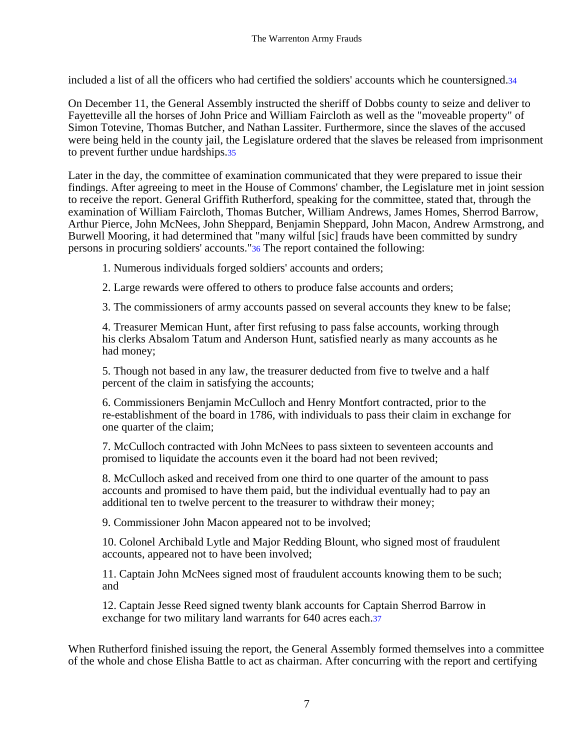included a list of all the officers who had certified the soldiers' accounts which he countersigned.[34]

On December 11, the General Assembly instructed the sheriff of Dobbs county to seize and deliver to Fayetteville all the horses of John Price and William Faircloth as well as the "moveable property" of Simon Totevine, Thomas Butcher, and Nathan Lassiter. Furthermore, since the slaves of the accused were being held in the county jail, the Legislature ordered that the slaves be released from imprisonment to prevent further undue hardships.[35]

Later in the day, the committee of examination communicated that they were prepared to issue their findings. After agreeing to meet in the House of Commons' chamber, the Legislature met in joint session to receive the report. General Griffith Rutherford, speaking for the committee, stated that, through the examination of William Faircloth, Thomas Butcher, William Andrews, James Homes, Sherrod Barrow, Arthur Pierce, John McNees, John Sheppard, Benjamin Sheppard, John Macon, Andrew Armstrong, and Burwell Mooring, it had determined that "many wilful [sic] frauds have been committed by sundry persons in procuring soldiers' accounts."[36] The report contained the following:

> 1. Numerous individuals forged soldiers' accounts and orders;
>
> 2. Large rewards were offered to others to produce false accounts and orders;
>
> 3. The commissioners of army accounts passed on several accounts they knew to be false;
>
> 4. Treasurer Memican Hunt, after first refusing to pass false accounts, working through his clerks Absalom Tatum and Anderson Hunt, satisfied nearly as many accounts as he had money;
>
> 5. Though not based in any law, the treasurer deducted from five to twelve and a half percent of the claim in satisfying the accounts;
>
> 6. Commissioners Benjamin McCulloch and Henry Montfort contracted, prior to the re-establishment of the board in 1786, with individuals to pass their claim in exchange for one quarter of the claim;
>
> 7. McCulloch contracted with John McNees to pass sixteen to seventeen accounts and promised to liquidate the accounts even it the board had not been revived;
>
> 8. McCulloch asked and received from one third to one quarter of the amount to pass accounts and promised to have them paid, but the individual eventually had to pay an additional ten to twelve percent to the treasurer to withdraw their money;
>
> 9. Commissioner John Macon appeared not to be involved;
>
> 10. Colonel Archibald Lytle and Major Redding Blount, who signed most of fraudulent accounts, appeared not to have been involved;
>
> 11. Captain John McNees signed most of fraudulent accounts knowing them to be such; and
>
> 12. Captain Jesse Reed signed twenty blank accounts for Captain Sherrod Barrow in exchange for two military land warrants for 640 acres each.[37]

When Rutherford finished issuing the report, the General Assembly formed themselves into a committee of the whole and chose Elisha Battle to act as chairman. After concurring with the report and certifying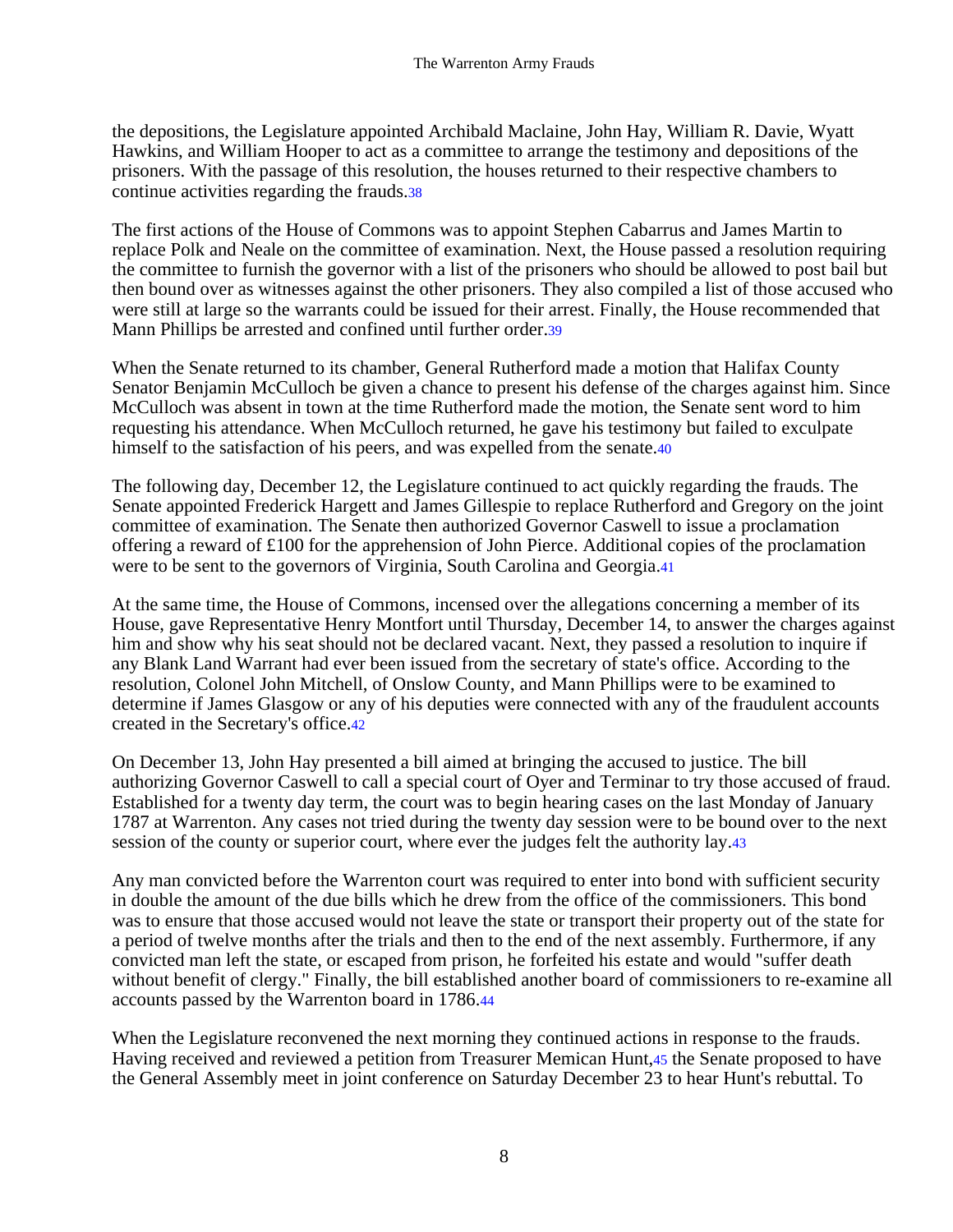the depositions, the Legislature appointed Archibald Maclaine, John Hay, William R. Davie, Wyatt Hawkins, and William Hooper to act as a committee to arrange the testimony and depositions of the prisoners. With the passage of this resolution, the houses returned to their respective chambers to continue activities regarding the frauds.[38]

The first actions of the House of Commons was to appoint Stephen Cabarrus and James Martin to replace Polk and Neale on the committee of examination. Next, the House passed a resolution requiring the committee to furnish the governor with a list of the prisoners who should be allowed to post bail but then bound over as witnesses against the other prisoners. They also compiled a list of those accused who were still at large so the warrants could be issued for their arrest. Finally, the House recommended that Mann Phillips be arrested and confined until further order.[39]

When the Senate returned to its chamber, General Rutherford made a motion that Halifax County Senator Benjamin McCulloch be given a chance to present his defense of the charges against him. Since McCulloch was absent in town at the time Rutherford made the motion, the Senate sent word to him requesting his attendance. When McCulloch returned, he gave his testimony but failed to exculpate himself to the satisfaction of his peers, and was expelled from the senate.[40]

The following day, December 12, the Legislature continued to act quickly regarding the frauds. The Senate appointed Frederick Hargett and James Gillespie to replace Rutherford and Gregory on the joint committee of examination. The Senate then authorized Governor Caswell to issue a proclamation offering a reward of £100 for the apprehension of John Pierce. Additional copies of the proclamation were to be sent to the governors of Virginia, South Carolina and Georgia.[41]

At the same time, the House of Commons, incensed over the allegations concerning a member of its House, gave Representative Henry Montfort until Thursday, December 14, to answer the charges against him and show why his seat should not be declared vacant. Next, they passed a resolution to inquire if any Blank Land Warrant had ever been issued from the secretary of state's office. According to the resolution, Colonel John Mitchell, of Onslow County, and Mann Phillips were to be examined to determine if James Glasgow or any of his deputies were connected with any of the fraudulent accounts created in the Secretary's office.[42]

On December 13, John Hay presented a bill aimed at bringing the accused to justice. The bill authorizing Governor Caswell to call a special court of Oyer and Terminar to try those accused of fraud. Established for a twenty day term, the court was to begin hearing cases on the last Monday of January 1787 at Warrenton. Any cases not tried during the twenty day session were to be bound over to the next session of the county or superior court, where ever the judges felt the authority lay.[43]

Any man convicted before the Warrenton court was required to enter into bond with sufficient security in double the amount of the due bills which he drew from the office of the commissioners. This bond was to ensure that those accused would not leave the state or transport their property out of the state for a period of twelve months after the trials and then to the end of the next assembly. Furthermore, if any convicted man left the state, or escaped from prison, he forfeited his estate and would "suffer death without benefit of clergy." Finally, the bill established another board of commissioners to re-examine all accounts passed by the Warrenton board in 1786.[44]

When the Legislature reconvened the next morning they continued actions in response to the frauds. Having received and reviewed a petition from Treasurer Memican Hunt,[45] the Senate proposed to have the General Assembly meet in joint conference on Saturday December 23 to hear Hunt's rebuttal. To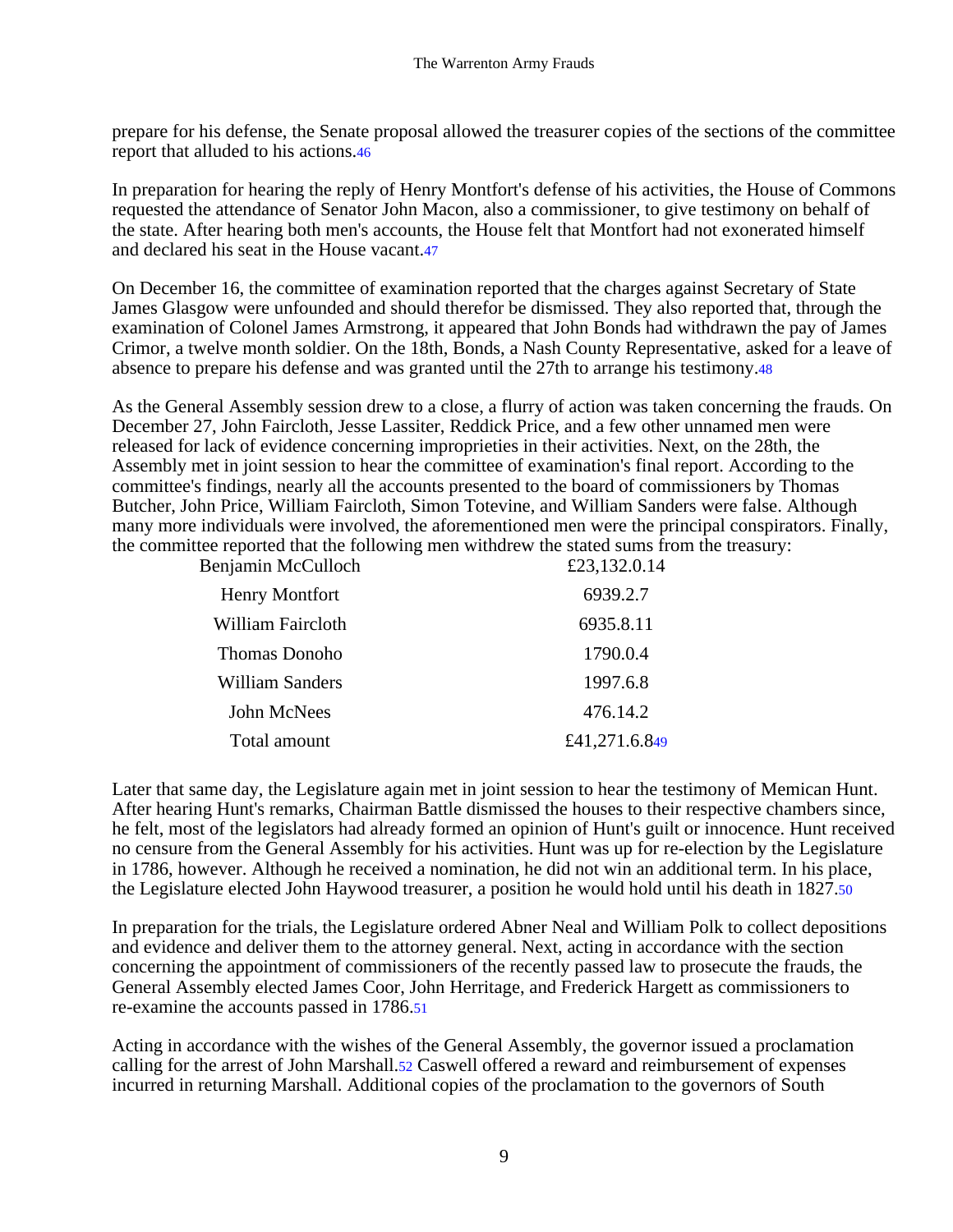prepare for his defense, the Senate proposal allowed the treasurer copies of the sections of the committee report that alluded to his actions.[46]

In preparation for hearing the reply of Henry Montfort's defense of his activities, the House of Commons requested the attendance of Senator John Macon, also a commissioner, to give testimony on behalf of the state. After hearing both men's accounts, the House felt that Montfort had not exonerated himself and declared his seat in the House vacant.[47]

On December 16, the committee of examination reported that the charges against Secretary of State James Glasgow were unfounded and should therefor be dismissed. They also reported that, through the examination of Colonel James Armstrong, it appeared that John Bonds had withdrawn the pay of James Crimor, a twelve month soldier. On the 18th, Bonds, a Nash County Representative, asked for a leave of absence to prepare his defense and was granted until the 27th to arrange his testimony.[48]

As the General Assembly session drew to a close, a flurry of action was taken concerning the frauds. On December 27, John Faircloth, Jesse Lassiter, Reddick Price, and a few other unnamed men were released for lack of evidence concerning improprieties in their activities. Next, on the 28th, the Assembly met in joint session to hear the committee of examination's final report. According to the committee's findings, nearly all the accounts presented to the board of commissioners by Thomas Butcher, John Price, William Faircloth, Simon Totevine, and William Sanders were false. Although many more individuals were involved, the aforementioned men were the principal conspirators. Finally, the committee reported that the following men withdrew the stated sums from the treasury:

| | |
|---|---|
| Benjamin McCulloch | £23,132.0.14 |
| Henry Montfort | 6939.2.7 |
| William Faircloth | 6935.8.11 |
| Thomas Donoho | 1790.0.4 |
| William Sanders | 1997.6.8 |
| John McNees | 476.14.2 |
| Total amount | £41,271.6.8[49] |

Later that same day, the Legislature again met in joint session to hear the testimony of Memican Hunt. After hearing Hunt's remarks, Chairman Battle dismissed the houses to their respective chambers since, he felt, most of the legislators had already formed an opinion of Hunt's guilt or innocence. Hunt received no censure from the General Assembly for his activities. Hunt was up for re-election by the Legislature in 1786, however. Although he received a nomination, he did not win an additional term. In his place, the Legislature elected John Haywood treasurer, a position he would hold until his death in 1827.[50]

In preparation for the trials, the Legislature ordered Abner Neal and William Polk to collect depositions and evidence and deliver them to the attorney general. Next, acting in accordance with the section concerning the appointment of commissioners of the recently passed law to prosecute the frauds, the General Assembly elected James Coor, John Herritage, and Frederick Hargett as commissioners to re-examine the accounts passed in 1786.[51]

Acting in accordance with the wishes of the General Assembly, the governor issued a proclamation calling for the arrest of John Marshall.[52] Caswell offered a reward and reimbursement of expenses incurred in returning Marshall. Additional copies of the proclamation to the governors of South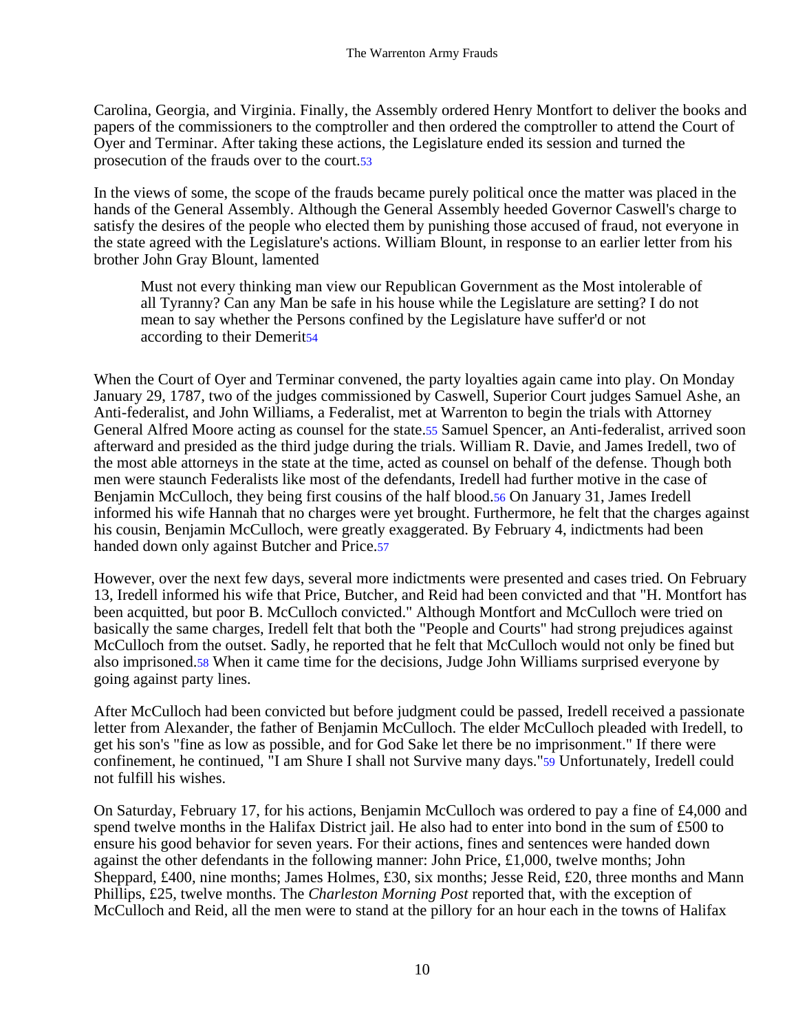Carolina, Georgia, and Virginia. Finally, the Assembly ordered Henry Montfort to deliver the books and papers of the commissioners to the comptroller and then ordered the comptroller to attend the Court of Oyer and Terminar. After taking these actions, the Legislature ended its session and turned the prosecution of the frauds over to the court.[53]

In the views of some, the scope of the frauds became purely political once the matter was placed in the hands of the General Assembly. Although the General Assembly heeded Governor Caswell's charge to satisfy the desires of the people who elected them by punishing those accused of fraud, not everyone in the state agreed with the Legislature's actions. William Blount, in response to an earlier letter from his brother John Gray Blount, lamented

> Must not every thinking man view our Republican Government as the Most intolerable of all Tyranny? Can any Man be safe in his house while the Legislature are setting? I do not mean to say whether the Persons confined by the Legislature have suffer'd or not according to their Demerit[54]

When the Court of Oyer and Terminar convened, the party loyalties again came into play. On Monday January 29, 1787, two of the judges commissioned by Caswell, Superior Court judges Samuel Ashe, an Anti-federalist, and John Williams, a Federalist, met at Warrenton to begin the trials with Attorney General Alfred Moore acting as counsel for the state.[55] Samuel Spencer, an Anti-federalist, arrived soon afterward and presided as the third judge during the trials. William R. Davie, and James Iredell, two of the most able attorneys in the state at the time, acted as counsel on behalf of the defense. Though both men were staunch Federalists like most of the defendants, Iredell had further motive in the case of Benjamin McCulloch, they being first cousins of the half blood.[56] On January 31, James Iredell informed his wife Hannah that no charges were yet brought. Furthermore, he felt that the charges against his cousin, Benjamin McCulloch, were greatly exaggerated. By February 4, indictments had been handed down only against Butcher and Price.[57]

However, over the next few days, several more indictments were presented and cases tried. On February 13, Iredell informed his wife that Price, Butcher, and Reid had been convicted and that "H. Montfort has been acquitted, but poor B. McCulloch convicted." Although Montfort and McCulloch were tried on basically the same charges, Iredell felt that both the "People and Courts" had strong prejudices against McCulloch from the outset. Sadly, he reported that he felt that McCulloch would not only be fined but also imprisoned.[58] When it came time for the decisions, Judge John Williams surprised everyone by going against party lines.

After McCulloch had been convicted but before judgment could be passed, Iredell received a passionate letter from Alexander, the father of Benjamin McCulloch. The elder McCulloch pleaded with Iredell, to get his son's "fine as low as possible, and for God Sake let there be no imprisonment." If there were confinement, he continued, "I am Shure I shall not Survive many days."[59] Unfortunately, Iredell could not fulfill his wishes.

On Saturday, February 17, for his actions, Benjamin McCulloch was ordered to pay a fine of £4,000 and spend twelve months in the Halifax District jail. He also had to enter into bond in the sum of £500 to ensure his good behavior for seven years. For their actions, fines and sentences were handed down against the other defendants in the following manner: John Price, £1,000, twelve months; John Sheppard, £400, nine months; James Holmes, £30, six months; Jesse Reid, £20, three months and Mann Phillips, £25, twelve months. The *Charleston Morning Post* reported that, with the exception of McCulloch and Reid, all the men were to stand at the pillory for an hour each in the towns of Halifax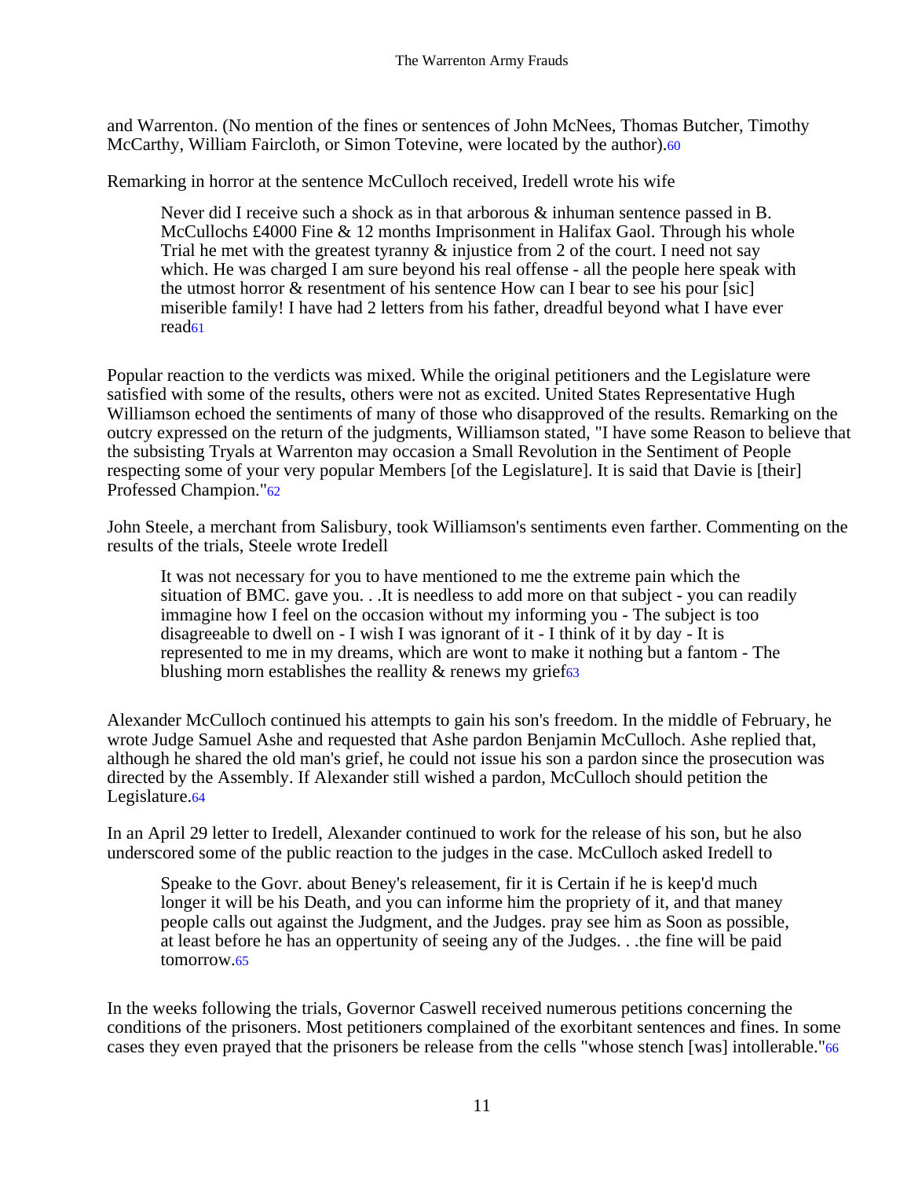and Warrenton. (No mention of the fines or sentences of John McNees, Thomas Butcher, Timothy McCarthy, William Faircloth, or Simon Totevine, were located by the author).[60]

Remarking in horror at the sentence McCulloch received, Iredell wrote his wife

> Never did I receive such a shock as in that arborous & inhuman sentence passed in B. McCullochs £4000 Fine & 12 months Imprisonment in Halifax Gaol. Through his whole Trial he met with the greatest tyranny & injustice from 2 of the court. I need not say which. He was charged I am sure beyond his real offense - all the people here speak with the utmost horror & resentment of his sentence How can I bear to see his pour [sic] miserible family! I have had 2 letters from his father, dreadful beyond what I have ever read[61]

Popular reaction to the verdicts was mixed. While the original petitioners and the Legislature were satisfied with some of the results, others were not as excited. United States Representative Hugh Williamson echoed the sentiments of many of those who disapproved of the results. Remarking on the outcry expressed on the return of the judgments, Williamson stated, "I have some Reason to believe that the subsisting Tryals at Warrenton may occasion a Small Revolution in the Sentiment of People respecting some of your very popular Members [of the Legislature]. It is said that Davie is [their] Professed Champion."[62]

John Steele, a merchant from Salisbury, took Williamson's sentiments even farther. Commenting on the results of the trials, Steele wrote Iredell

> It was not necessary for you to have mentioned to me the extreme pain which the situation of BMC. gave you. . .It is needless to add more on that subject - you can readily immagine how I feel on the occasion without my informing you - The subject is too disagreeable to dwell on - I wish I was ignorant of it - I think of it by day - It is represented to me in my dreams, which are wont to make it nothing but a fantom - The blushing morn establishes the reallity & renews my grief[63]

Alexander McCulloch continued his attempts to gain his son's freedom. In the middle of February, he wrote Judge Samuel Ashe and requested that Ashe pardon Benjamin McCulloch. Ashe replied that, although he shared the old man's grief, he could not issue his son a pardon since the prosecution was directed by the Assembly. If Alexander still wished a pardon, McCulloch should petition the Legislature.[64]

In an April 29 letter to Iredell, Alexander continued to work for the release of his son, but he also underscored some of the public reaction to the judges in the case. McCulloch asked Iredell to

> Speake to the Govr. about Beney's releasement, fir it is Certain if he is keep'd much longer it will be his Death, and you can informe him the propriety of it, and that maney people calls out against the Judgment, and the Judges. pray see him as Soon as possible, at least before he has an oppertunity of seeing any of the Judges. . .the fine will be paid tomorrow.[65]

In the weeks following the trials, Governor Caswell received numerous petitions concerning the conditions of the prisoners. Most petitioners complained of the exorbitant sentences and fines. In some cases they even prayed that the prisoners be release from the cells "whose stench [was] intollerable."[66]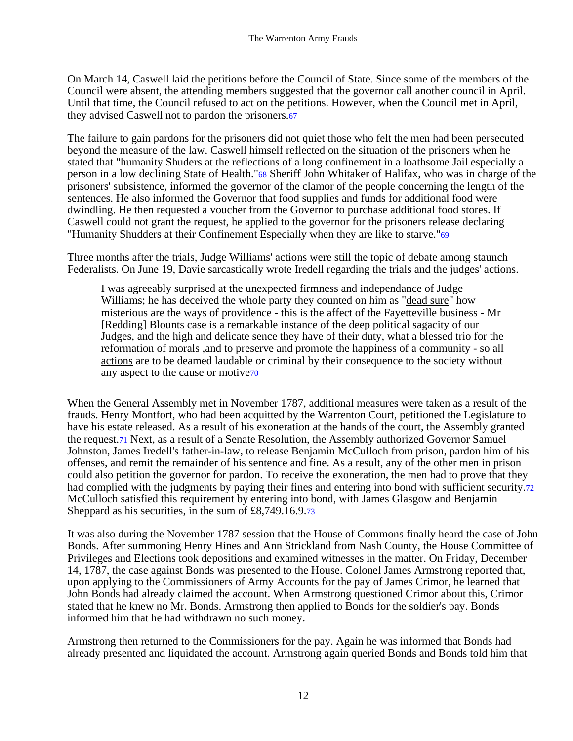On March 14, Caswell laid the petitions before the Council of State. Since some of the members of the Council were absent, the attending members suggested that the governor call another council in April. Until that time, the Council refused to act on the petitions. However, when the Council met in April, they advised Caswell not to pardon the prisoners.[67]

The failure to gain pardons for the prisoners did not quiet those who felt the men had been persecuted beyond the measure of the law. Caswell himself reflected on the situation of the prisoners when he stated that "humanity Shuders at the reflections of a long confinement in a loathsome Jail especially a person in a low declining State of Health."[68] Sheriff John Whitaker of Halifax, who was in charge of the prisoners' subsistence, informed the governor of the clamor of the people concerning the length of the sentences. He also informed the Governor that food supplies and funds for additional food were dwindling. He then requested a voucher from the Governor to purchase additional food stores. If Caswell could not grant the request, he applied to the governor for the prisoners release declaring "Humanity Shudders at their Confinement Especially when they are like to starve."[69]

Three months after the trials, Judge Williams' actions were still the topic of debate among staunch Federalists. On June 19, Davie sarcastically wrote Iredell regarding the trials and the judges' actions.

> I was agreeably surprised at the unexpected firmness and independance of Judge Williams; he has deceived the whole party they counted on him as "dead sure" how misterious are the ways of providence - this is the affect of the Fayetteville business - Mr [Redding] Blounts case is a remarkable instance of the deep political sagacity of our Judges, and the high and delicate sence they have of their duty, what a blessed trio for the reformation of morals ,and to preserve and promote the happiness of a community - so all actions are to be deamed laudable or criminal by their consequence to the society without any aspect to the cause or motive[70]

When the General Assembly met in November 1787, additional measures were taken as a result of the frauds. Henry Montfort, who had been acquitted by the Warrenton Court, petitioned the Legislature to have his estate released. As a result of his exoneration at the hands of the court, the Assembly granted the request.[71] Next, as a result of a Senate Resolution, the Assembly authorized Governor Samuel Johnston, James Iredell's father-in-law, to release Benjamin McCulloch from prison, pardon him of his offenses, and remit the remainder of his sentence and fine. As a result, any of the other men in prison could also petition the governor for pardon. To receive the exoneration, the men had to prove that they had complied with the judgments by paying their fines and entering into bond with sufficient security.[72] McCulloch satisfied this requirement by entering into bond, with James Glasgow and Benjamin Sheppard as his securities, in the sum of £8,749.16.9.[73]

It was also during the November 1787 session that the House of Commons finally heard the case of John Bonds. After summoning Henry Hines and Ann Strickland from Nash County, the House Committee of Privileges and Elections took depositions and examined witnesses in the matter. On Friday, December 14, 1787, the case against Bonds was presented to the House. Colonel James Armstrong reported that, upon applying to the Commissioners of Army Accounts for the pay of James Crimor, he learned that John Bonds had already claimed the account. When Armstrong questioned Crimor about this, Crimor stated that he knew no Mr. Bonds. Armstrong then applied to Bonds for the soldier's pay. Bonds informed him that he had withdrawn no such money.

Armstrong then returned to the Commissioners for the pay. Again he was informed that Bonds had already presented and liquidated the account. Armstrong again queried Bonds and Bonds told him that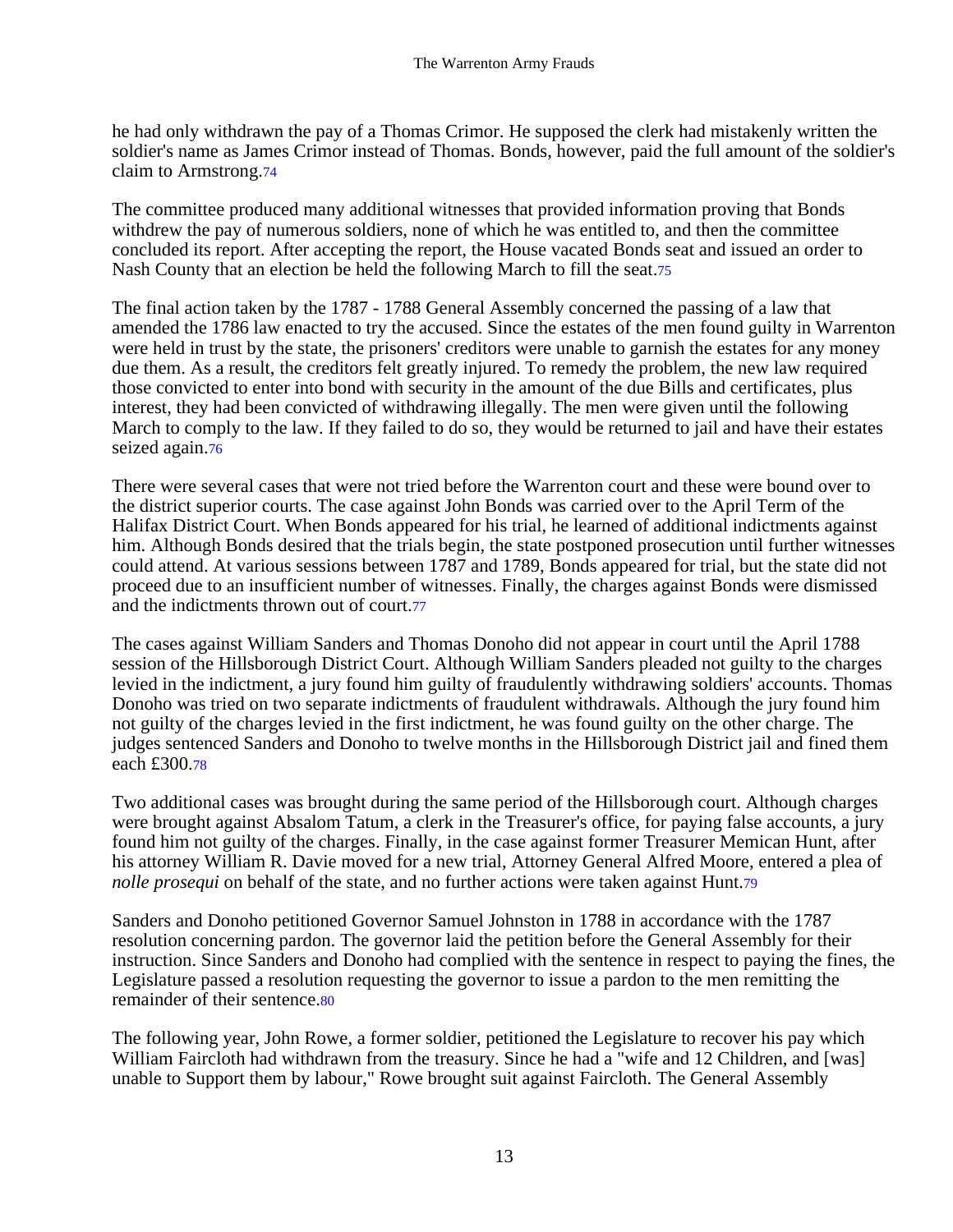he had only withdrawn the pay of a Thomas Crimor. He supposed the clerk had mistakenly written the soldier's name as James Crimor instead of Thomas. Bonds, however, paid the full amount of the soldier's claim to Armstrong.[74]

The committee produced many additional witnesses that provided information proving that Bonds withdrew the pay of numerous soldiers, none of which he was entitled to, and then the committee concluded its report. After accepting the report, the House vacated Bonds seat and issued an order to Nash County that an election be held the following March to fill the seat.[75]

The final action taken by the 1787 - 1788 General Assembly concerned the passing of a law that amended the 1786 law enacted to try the accused. Since the estates of the men found guilty in Warrenton were held in trust by the state, the prisoners' creditors were unable to garnish the estates for any money due them. As a result, the creditors felt greatly injured. To remedy the problem, the new law required those convicted to enter into bond with security in the amount of the due Bills and certificates, plus interest, they had been convicted of withdrawing illegally. The men were given until the following March to comply to the law. If they failed to do so, they would be returned to jail and have their estates seized again.[76]

There were several cases that were not tried before the Warrenton court and these were bound over to the district superior courts. The case against John Bonds was carried over to the April Term of the Halifax District Court. When Bonds appeared for his trial, he learned of additional indictments against him. Although Bonds desired that the trials begin, the state postponed prosecution until further witnesses could attend. At various sessions between 1787 and 1789, Bonds appeared for trial, but the state did not proceed due to an insufficient number of witnesses. Finally, the charges against Bonds were dismissed and the indictments thrown out of court.[77]

The cases against William Sanders and Thomas Donoho did not appear in court until the April 1788 session of the Hillsborough District Court. Although William Sanders pleaded not guilty to the charges levied in the indictment, a jury found him guilty of fraudulently withdrawing soldiers' accounts. Thomas Donoho was tried on two separate indictments of fraudulent withdrawals. Although the jury found him not guilty of the charges levied in the first indictment, he was found guilty on the other charge. The judges sentenced Sanders and Donoho to twelve months in the Hillsborough District jail and fined them each £300.[78]

Two additional cases was brought during the same period of the Hillsborough court. Although charges were brought against Absalom Tatum, a clerk in the Treasurer's office, for paying false accounts, a jury found him not guilty of the charges. Finally, in the case against former Treasurer Memican Hunt, after his attorney William R. Davie moved for a new trial, Attorney General Alfred Moore, entered a plea of *nolle prosequi* on behalf of the state, and no further actions were taken against Hunt.[79]

Sanders and Donoho petitioned Governor Samuel Johnston in 1788 in accordance with the 1787 resolution concerning pardon. The governor laid the petition before the General Assembly for their instruction. Since Sanders and Donoho had complied with the sentence in respect to paying the fines, the Legislature passed a resolution requesting the governor to issue a pardon to the men remitting the remainder of their sentence.[80]

The following year, John Rowe, a former soldier, petitioned the Legislature to recover his pay which William Faircloth had withdrawn from the treasury. Since he had a "wife and 12 Children, and [was] unable to Support them by labour," Rowe brought suit against Faircloth. The General Assembly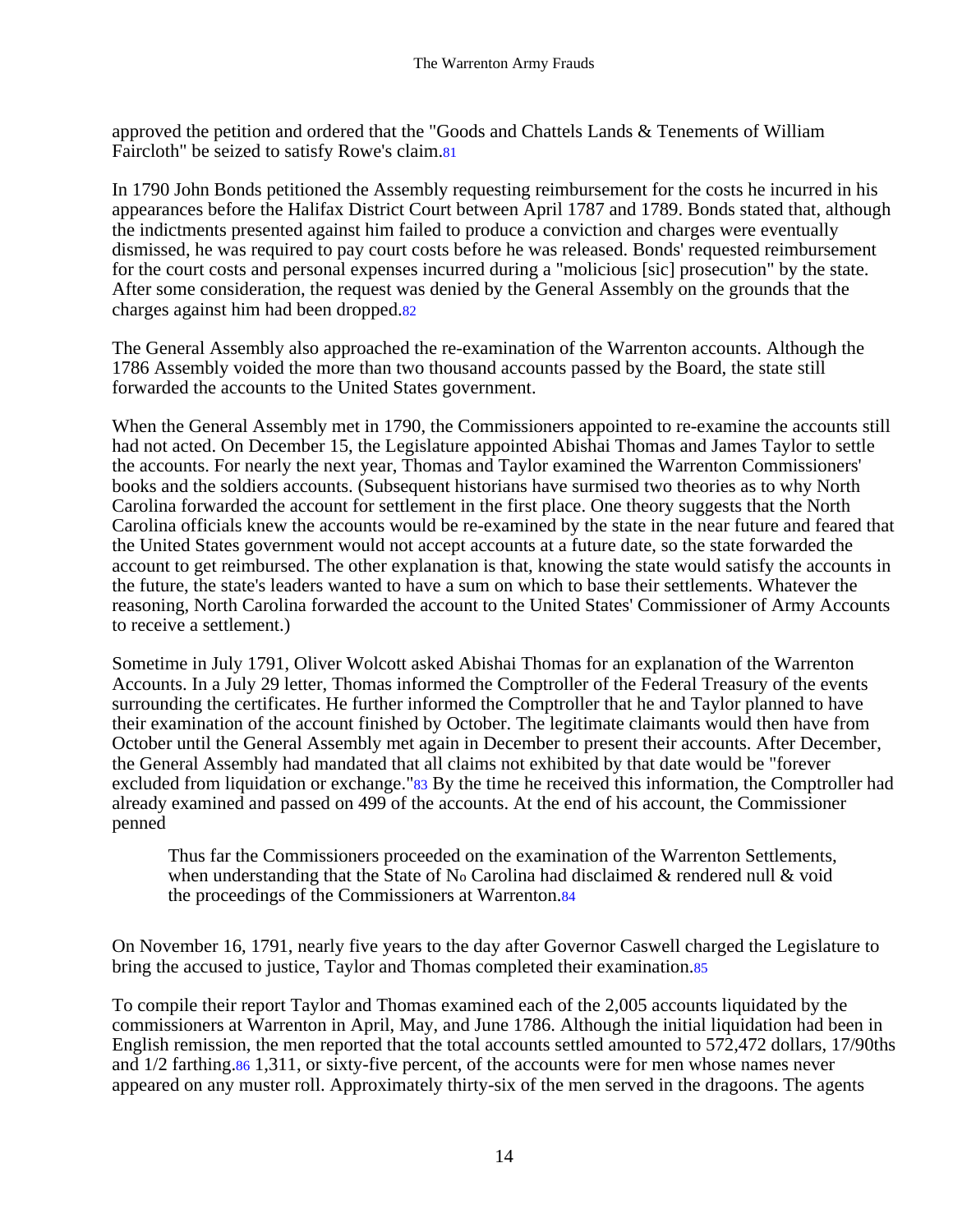approved the petition and ordered that the "Goods and Chattels Lands & Tenements of William Faircloth" be seized to satisfy Rowe's claim.[81]

In 1790 John Bonds petitioned the Assembly requesting reimbursement for the costs he incurred in his appearances before the Halifax District Court between April 1787 and 1789. Bonds stated that, although the indictments presented against him failed to produce a conviction and charges were eventually dismissed, he was required to pay court costs before he was released. Bonds' requested reimbursement for the court costs and personal expenses incurred during a "molicious [sic] prosecution" by the state. After some consideration, the request was denied by the General Assembly on the grounds that the charges against him had been dropped.[82]

The General Assembly also approached the re-examination of the Warrenton accounts. Although the 1786 Assembly voided the more than two thousand accounts passed by the Board, the state still forwarded the accounts to the United States government.

When the General Assembly met in 1790, the Commissioners appointed to re-examine the accounts still had not acted. On December 15, the Legislature appointed Abishai Thomas and James Taylor to settle the accounts. For nearly the next year, Thomas and Taylor examined the Warrenton Commissioners' books and the soldiers accounts. (Subsequent historians have surmised two theories as to why North Carolina forwarded the account for settlement in the first place. One theory suggests that the North Carolina officials knew the accounts would be re-examined by the state in the near future and feared that the United States government would not accept accounts at a future date, so the state forwarded the account to get reimbursed. The other explanation is that, knowing the state would satisfy the accounts in the future, the state's leaders wanted to have a sum on which to base their settlements. Whatever the reasoning, North Carolina forwarded the account to the United States' Commissioner of Army Accounts to receive a settlement.)

Sometime in July 1791, Oliver Wolcott asked Abishai Thomas for an explanation of the Warrenton Accounts. In a July 29 letter, Thomas informed the Comptroller of the Federal Treasury of the events surrounding the certificates. He further informed the Comptroller that he and Taylor planned to have their examination of the account finished by October. The legitimate claimants would then have from October until the General Assembly met again in December to present their accounts. After December, the General Assembly had mandated that all claims not exhibited by that date would be "forever excluded from liquidation or exchange."[83] By the time he received this information, the Comptroller had already examined and passed on 499 of the accounts. At the end of his account, the Commissioner penned

> Thus far the Commissioners proceeded on the examination of the Warrenton Settlements, when understanding that the State of No Carolina had disclaimed & rendered null & void the proceedings of the Commissioners at Warrenton.[84]

On November 16, 1791, nearly five years to the day after Governor Caswell charged the Legislature to bring the accused to justice, Taylor and Thomas completed their examination.[85]

To compile their report Taylor and Thomas examined each of the 2,005 accounts liquidated by the commissioners at Warrenton in April, May, and June 1786. Although the initial liquidation had been in English remission, the men reported that the total accounts settled amounted to 572,472 dollars, 17/90ths and 1/2 farthing.[86] 1,311, or sixty-five percent, of the accounts were for men whose names never appeared on any muster roll. Approximately thirty-six of the men served in the dragoons. The agents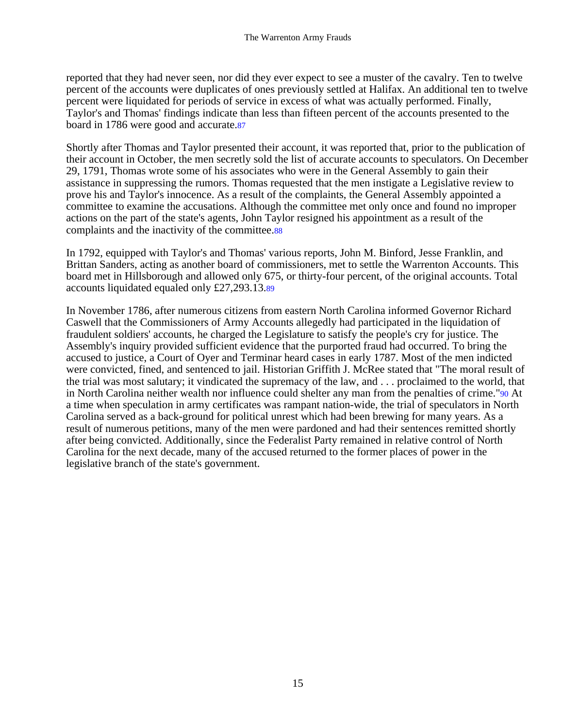reported that they had never seen, nor did they ever expect to see a muster of the cavalry. Ten to twelve percent of the accounts were duplicates of ones previously settled at Halifax. An additional ten to twelve percent were liquidated for periods of service in excess of what was actually performed. Finally, Taylor's and Thomas' findings indicate than less than fifteen percent of the accounts presented to the board in 1786 were good and accurate.[87]

Shortly after Thomas and Taylor presented their account, it was reported that, prior to the publication of their account in October, the men secretly sold the list of accurate accounts to speculators. On December 29, 1791, Thomas wrote some of his associates who were in the General Assembly to gain their assistance in suppressing the rumors. Thomas requested that the men instigate a Legislative review to prove his and Taylor's innocence. As a result of the complaints, the General Assembly appointed a committee to examine the accusations. Although the committee met only once and found no improper actions on the part of the state's agents, John Taylor resigned his appointment as a result of the complaints and the inactivity of the committee.[88]

In 1792, equipped with Taylor's and Thomas' various reports, John M. Binford, Jesse Franklin, and Brittan Sanders, acting as another board of commissioners, met to settle the Warrenton Accounts. This board met in Hillsborough and allowed only 675, or thirty-four percent, of the original accounts. Total accounts liquidated equaled only £27,293.13.[89]

In November 1786, after numerous citizens from eastern North Carolina informed Governor Richard Caswell that the Commissioners of Army Accounts allegedly had participated in the liquidation of fraudulent soldiers' accounts, he charged the Legislature to satisfy the people's cry for justice. The Assembly's inquiry provided sufficient evidence that the purported fraud had occurred. To bring the accused to justice, a Court of Oyer and Terminar heard cases in early 1787. Most of the men indicted were convicted, fined, and sentenced to jail. Historian Griffith J. McRee stated that "The moral result of the trial was most salutary; it vindicated the supremacy of the law, and . . . proclaimed to the world, that in North Carolina neither wealth nor influence could shelter any man from the penalties of crime."[90] At a time when speculation in army certificates was rampant nation-wide, the trial of speculators in North Carolina served as a back-ground for political unrest which had been brewing for many years. As a result of numerous petitions, many of the men were pardoned and had their sentences remitted shortly after being convicted. Additionally, since the Federalist Party remained in relative control of North Carolina for the next decade, many of the accused returned to the former places of power in the legislative branch of the state's government.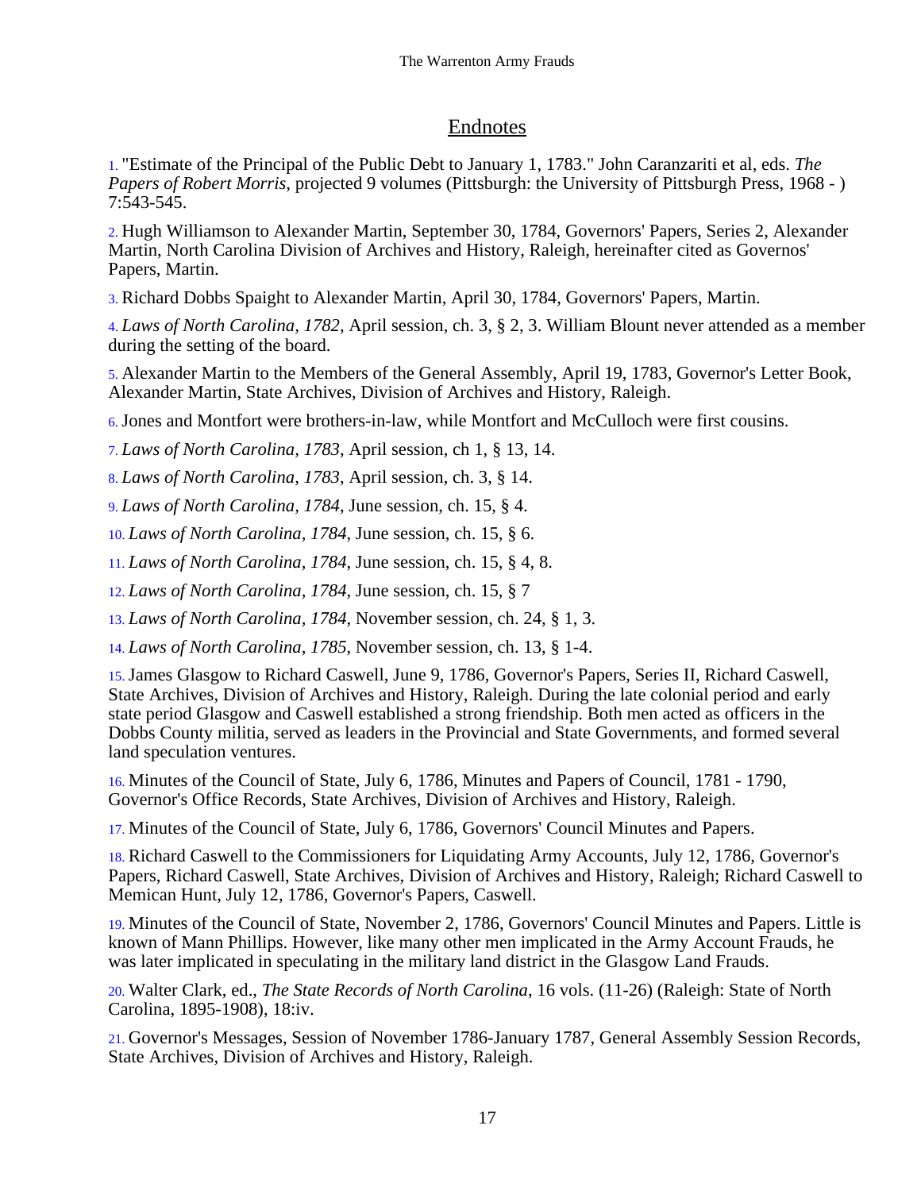## Endnotes

1. "Estimate of the Principal of the Public Debt to January 1, 1783." John Caranzariti et al, eds. *The Papers of Robert Morris*, projected 9 volumes (Pittsburgh: the University of Pittsburgh Press, 1968 - ) 7:543-545.

2. Hugh Williamson to Alexander Martin, September 30, 1784, Governors' Papers, Series 2, Alexander Martin, North Carolina Division of Archives and History, Raleigh, hereinafter cited as Governos' Papers, Martin.

3. Richard Dobbs Spaight to Alexander Martin, April 30, 1784, Governors' Papers, Martin.

4. *Laws of North Carolina, 1782*, April session, ch. 3, § 2, 3. William Blount never attended as a member during the setting of the board.

5. Alexander Martin to the Members of the General Assembly, April 19, 1783, Governor's Letter Book, Alexander Martin, State Archives, Division of Archives and History, Raleigh.

6. Jones and Montfort were brothers-in-law, while Montfort and McCulloch were first cousins.

7. *Laws of North Carolina, 1783*, April session, ch 1, § 13, 14.

8. *Laws of North Carolina, 1783*, April session, ch. 3, § 14.

9. *Laws of North Carolina, 1784*, June session, ch. 15, § 4.

10. *Laws of North Carolina, 1784*, June session, ch. 15, § 6.

11. *Laws of North Carolina, 1784*, June session, ch. 15, § 4, 8.

12. *Laws of North Carolina, 1784*, June session, ch. 15, § 7

13. *Laws of North Carolina, 1784*, November session, ch. 24, § 1, 3.

14. *Laws of North Carolina, 1785*, November session, ch. 13, § 1-4.

15. James Glasgow to Richard Caswell, June 9, 1786, Governor's Papers, Series II, Richard Caswell, State Archives, Division of Archives and History, Raleigh. During the late colonial period and early state period Glasgow and Caswell established a strong friendship. Both men acted as officers in the Dobbs County militia, served as leaders in the Provincial and State Governments, and formed several land speculation ventures.

16. Minutes of the Council of State, July 6, 1786, Minutes and Papers of Council, 1781 - 1790, Governor's Office Records, State Archives, Division of Archives and History, Raleigh.

17. Minutes of the Council of State, July 6, 1786, Governors' Council Minutes and Papers.

18. Richard Caswell to the Commissioners for Liquidating Army Accounts, July 12, 1786, Governor's Papers, Richard Caswell, State Archives, Division of Archives and History, Raleigh; Richard Caswell to Memican Hunt, July 12, 1786, Governor's Papers, Caswell.

19. Minutes of the Council of State, November 2, 1786, Governors' Council Minutes and Papers. Little is known of Mann Phillips. However, like many other men implicated in the Army Account Frauds, he was later implicated in speculating in the military land district in the Glasgow Land Frauds.

20. Walter Clark, ed., *The State Records of North Carolina*, 16 vols. (11-26) (Raleigh: State of North Carolina, 1895-1908), 18:iv.

21. Governor's Messages, Session of November 1786-January 1787, General Assembly Session Records, State Archives, Division of Archives and History, Raleigh.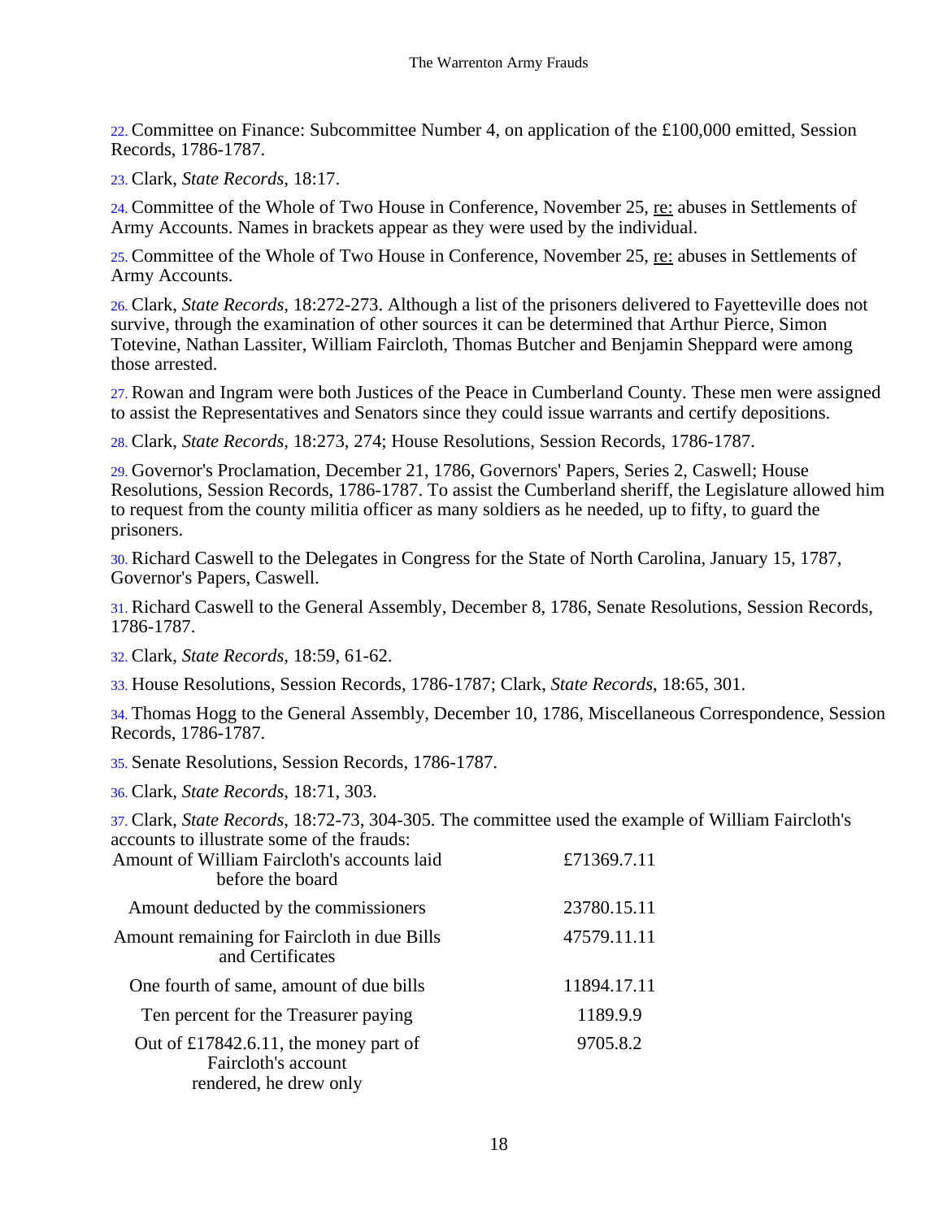22. Committee on Finance: Subcommittee Number 4, on application of the £100,000 emitted, Session Records, 1786-1787.

23. Clark, *State Records*, 18:17.

24. Committee of the Whole of Two House in Conference, November 25, re: abuses in Settlements of Army Accounts. Names in brackets appear as they were used by the individual.

25. Committee of the Whole of Two House in Conference, November 25, re: abuses in Settlements of Army Accounts.

26. Clark, *State Records*, 18:272-273. Although a list of the prisoners delivered to Fayetteville does not survive, through the examination of other sources it can be determined that Arthur Pierce, Simon Totevine, Nathan Lassiter, William Faircloth, Thomas Butcher and Benjamin Sheppard were among those arrested.

27. Rowan and Ingram were both Justices of the Peace in Cumberland County. These men were assigned to assist the Representatives and Senators since they could issue warrants and certify depositions.

28. Clark, *State Records*, 18:273, 274; House Resolutions, Session Records, 1786-1787.

29. Governor's Proclamation, December 21, 1786, Governors' Papers, Series 2, Caswell; House Resolutions, Session Records, 1786-1787. To assist the Cumberland sheriff, the Legislature allowed him to request from the county militia officer as many soldiers as he needed, up to fifty, to guard the prisoners.

30. Richard Caswell to the Delegates in Congress for the State of North Carolina, January 15, 1787, Governor's Papers, Caswell.

31. Richard Caswell to the General Assembly, December 8, 1786, Senate Resolutions, Session Records, 1786-1787.

32. Clark, *State Records*, 18:59, 61-62.

33. House Resolutions, Session Records, 1786-1787; Clark, *State Records*, 18:65, 301.

34. Thomas Hogg to the General Assembly, December 10, 1786, Miscellaneous Correspondence, Session Records, 1786-1787.

35. Senate Resolutions, Session Records, 1786-1787.

36. Clark, *State Records*, 18:71, 303.

37. Clark, *State Records*, 18:72-73, 304-305. The committee used the example of William Faircloth's accounts to illustrate some of the frauds:

| | |
|---|---|
| Amount of William Faircloth's accounts laid before the board | £71369.7.11 |
| Amount deducted by the commissioners | 23780.15.11 |
| Amount remaining for Faircloth in due Bills and Certificates | 47579.11.11 |
| One fourth of same, amount of due bills | 11894.17.11 |
| Ten percent for the Treasurer paying | 1189.9.9 |
| Out of £17842.6.11, the money part of Faircloth's account rendered, he drew only | 9705.8.2 |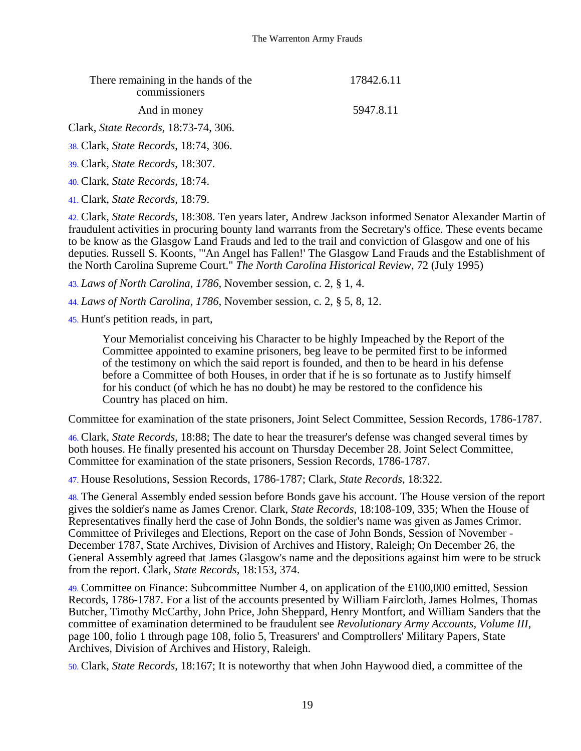| | |
|---|---|
| There remaining in the hands of the commissioners | 17842.6.11 |
| And in money | 5947.8.11 |

Clark, *State Records*, 18:73-74, 306.

38. Clark, *State Records*, 18:74, 306.

39. Clark, *State Records*, 18:307.

40. Clark, *State Records*, 18:74.

41. Clark, *State Records*, 18:79.

42. Clark, *State Records*, 18:308. Ten years later, Andrew Jackson informed Senator Alexander Martin of fraudulent activities in procuring bounty land warrants from the Secretary's office. These events became to be know as the Glasgow Land Frauds and led to the trail and conviction of Glasgow and one of his deputies. Russell S. Koonts, "'An Angel has Fallen!' The Glasgow Land Frauds and the Establishment of the North Carolina Supreme Court." *The North Carolina Historical Review*, 72 (July 1995)

43. *Laws of North Carolina, 1786*, November session, c. 2, § 1, 4.

44. *Laws of North Carolina, 1786*, November session, c. 2, § 5, 8, 12.

45. Hunt's petition reads, in part,

> Your Memorialist conceiving his Character to be highly Impeached by the Report of the Committee appointed to examine prisoners, beg leave to be permited first to be informed of the testimony on which the said report is founded, and then to be heard in his defense before a Committee of both Houses, in order that if he is so fortunate as to Justify himself for his conduct (of which he has no doubt) he may be restored to the confidence his Country has placed on him.

Committee for examination of the state prisoners, Joint Select Committee, Session Records, 1786-1787.

46. Clark, *State Records*, 18:88; The date to hear the treasurer's defense was changed several times by both houses. He finally presented his account on Thursday December 28. Joint Select Committee, Committee for examination of the state prisoners, Session Records, 1786-1787.

47. House Resolutions, Session Records, 1786-1787; Clark, *State Records*, 18:322.

48. The General Assembly ended session before Bonds gave his account. The House version of the report gives the soldier's name as James Crenor. Clark, *State Records*, 18:108-109, 335; When the House of Representatives finally herd the case of John Bonds, the soldier's name was given as James Crimor. Committee of Privileges and Elections, Report on the case of John Bonds, Session of November - December 1787, State Archives, Division of Archives and History, Raleigh; On December 26, the General Assembly agreed that James Glasgow's name and the depositions against him were to be struck from the report. Clark, *State Records*, 18:153, 374.

49. Committee on Finance: Subcommittee Number 4, on application of the £100,000 emitted, Session Records, 1786-1787. For a list of the accounts presented by William Faircloth, James Holmes, Thomas Butcher, Timothy McCarthy, John Price, John Sheppard, Henry Montfort, and William Sanders that the committee of examination determined to be fraudulent see *Revolutionary Army Accounts, Volume III*, page 100, folio 1 through page 108, folio 5, Treasurers' and Comptrollers' Military Papers, State Archives, Division of Archives and History, Raleigh.

50. Clark, *State Records*, 18:167; It is noteworthy that when John Haywood died, a committee of the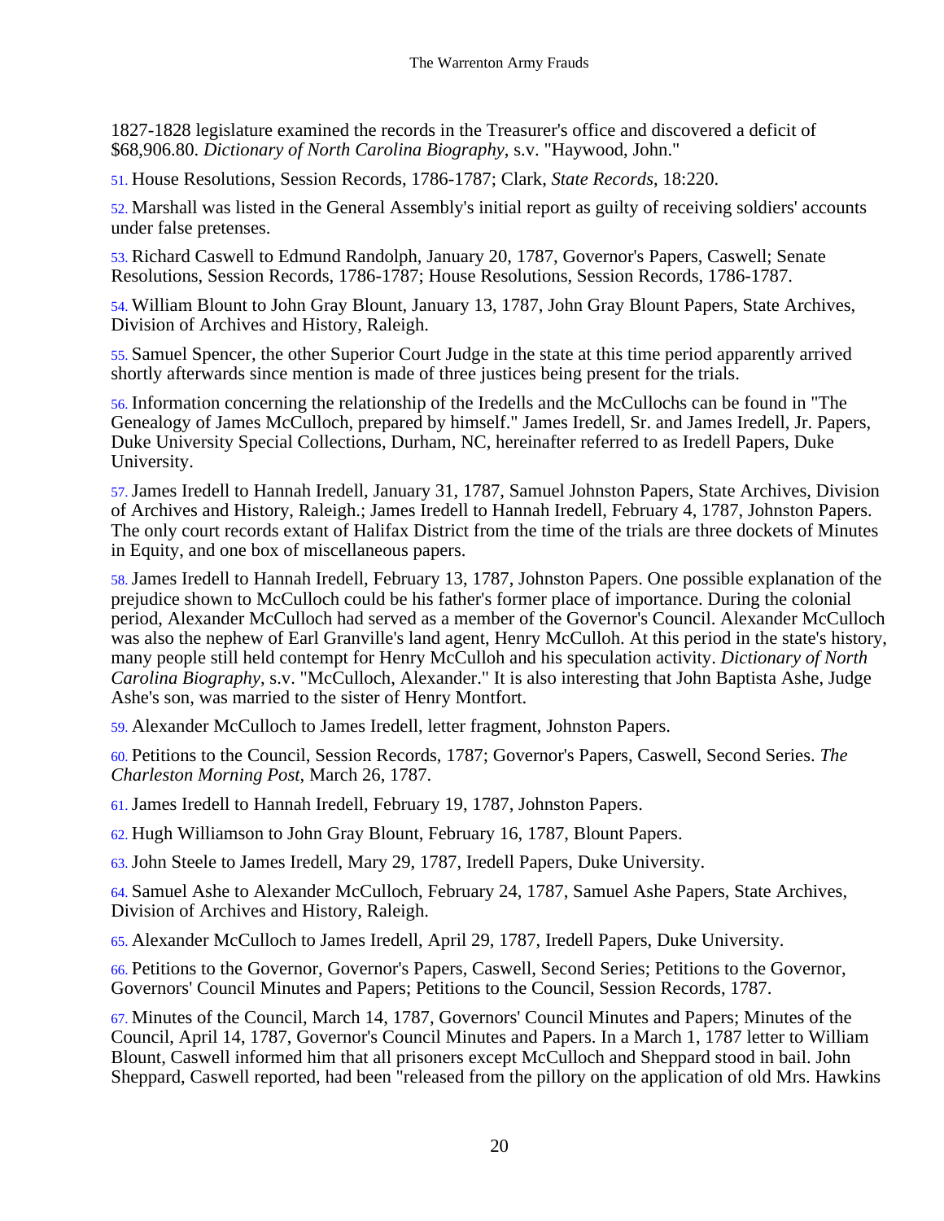1827-1828 legislature examined the records in the Treasurer's office and discovered a deficit of $68,906.80. *Dictionary of North Carolina Biography*, s.v. "Haywood, John."

51. House Resolutions, Session Records, 1786-1787; Clark, *State Records*, 18:220.

52. Marshall was listed in the General Assembly's initial report as guilty of receiving soldiers' accounts under false pretenses.

53. Richard Caswell to Edmund Randolph, January 20, 1787, Governor's Papers, Caswell; Senate Resolutions, Session Records, 1786-1787; House Resolutions, Session Records, 1786-1787.

54. William Blount to John Gray Blount, January 13, 1787, John Gray Blount Papers, State Archives, Division of Archives and History, Raleigh.

55. Samuel Spencer, the other Superior Court Judge in the state at this time period apparently arrived shortly afterwards since mention is made of three justices being present for the trials.

56. Information concerning the relationship of the Iredells and the McCullochs can be found in "The Genealogy of James McCulloch, prepared by himself." James Iredell, Sr. and James Iredell, Jr. Papers, Duke University Special Collections, Durham, NC, hereinafter referred to as Iredell Papers, Duke University.

57. James Iredell to Hannah Iredell, January 31, 1787, Samuel Johnston Papers, State Archives, Division of Archives and History, Raleigh.; James Iredell to Hannah Iredell, February 4, 1787, Johnston Papers. The only court records extant of Halifax District from the time of the trials are three dockets of Minutes in Equity, and one box of miscellaneous papers.

58. James Iredell to Hannah Iredell, February 13, 1787, Johnston Papers. One possible explanation of the prejudice shown to McCulloch could be his father's former place of importance. During the colonial period, Alexander McCulloch had served as a member of the Governor's Council. Alexander McCulloch was also the nephew of Earl Granville's land agent, Henry McCulloh. At this period in the state's history, many people still held contempt for Henry McCulloh and his speculation activity. *Dictionary of North Carolina Biography*, s.v. "McCulloch, Alexander." It is also interesting that John Baptista Ashe, Judge Ashe's son, was married to the sister of Henry Montfort.

59. Alexander McCulloch to James Iredell, letter fragment, Johnston Papers.

60. Petitions to the Council, Session Records, 1787; Governor's Papers, Caswell, Second Series. *The Charleston Morning Post*, March 26, 1787.

61. James Iredell to Hannah Iredell, February 19, 1787, Johnston Papers.

62. Hugh Williamson to John Gray Blount, February 16, 1787, Blount Papers.

63. John Steele to James Iredell, Mary 29, 1787, Iredell Papers, Duke University.

64. Samuel Ashe to Alexander McCulloch, February 24, 1787, Samuel Ashe Papers, State Archives, Division of Archives and History, Raleigh.

65. Alexander McCulloch to James Iredell, April 29, 1787, Iredell Papers, Duke University.

66. Petitions to the Governor, Governor's Papers, Caswell, Second Series; Petitions to the Governor, Governors' Council Minutes and Papers; Petitions to the Council, Session Records, 1787.

67. Minutes of the Council, March 14, 1787, Governors' Council Minutes and Papers; Minutes of the Council, April 14, 1787, Governor's Council Minutes and Papers. In a March 1, 1787 letter to William Blount, Caswell informed him that all prisoners except McCulloch and Sheppard stood in bail. John Sheppard, Caswell reported, had been "released from the pillory on the application of old Mrs. Hawkins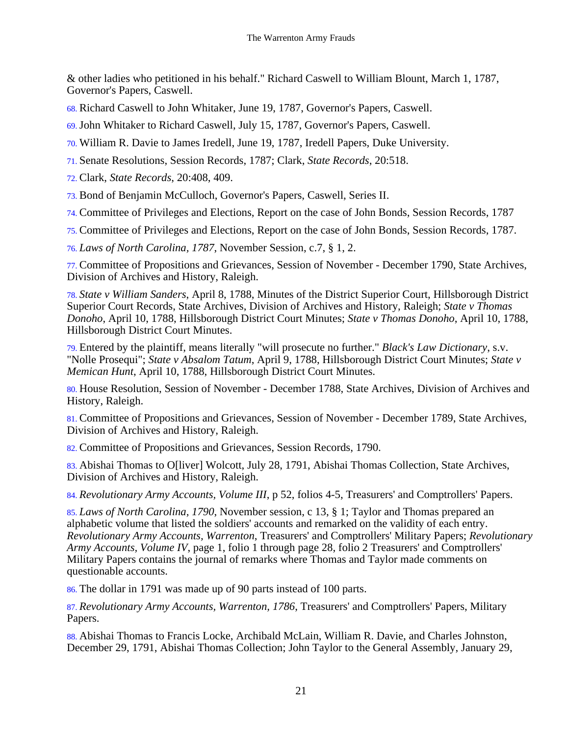& other ladies who petitioned in his behalf." Richard Caswell to William Blount, March 1, 1787, Governor's Papers, Caswell.

68. Richard Caswell to John Whitaker, June 19, 1787, Governor's Papers, Caswell.

69. John Whitaker to Richard Caswell, July 15, 1787, Governor's Papers, Caswell.

70. William R. Davie to James Iredell, June 19, 1787, Iredell Papers, Duke University.

71. Senate Resolutions, Session Records, 1787; Clark, *State Records*, 20:518.

72. Clark, *State Records*, 20:408, 409.

73. Bond of Benjamin McCulloch, Governor's Papers, Caswell, Series II.

74. Committee of Privileges and Elections, Report on the case of John Bonds, Session Records, 1787

75. Committee of Privileges and Elections, Report on the case of John Bonds, Session Records, 1787.

76. *Laws of North Carolina, 1787*, November Session, c.7, § 1, 2.

77. Committee of Propositions and Grievances, Session of November - December 1790, State Archives, Division of Archives and History, Raleigh.

78. *State v William Sanders*, April 8, 1788, Minutes of the District Superior Court, Hillsborough District Superior Court Records, State Archives, Division of Archives and History, Raleigh; *State v Thomas Donoho*, April 10, 1788, Hillsborough District Court Minutes; *State v Thomas Donoho*, April 10, 1788, Hillsborough District Court Minutes.

79. Entered by the plaintiff, means literally "will prosecute no further." *Black's Law Dictionary*, s.v. "Nolle Prosequi"; *State v Absalom Tatum*, April 9, 1788, Hillsborough District Court Minutes; *State v Memican Hunt*, April 10, 1788, Hillsborough District Court Minutes.

80. House Resolution, Session of November - December 1788, State Archives, Division of Archives and History, Raleigh.

81. Committee of Propositions and Grievances, Session of November - December 1789, State Archives, Division of Archives and History, Raleigh.

82. Committee of Propositions and Grievances, Session Records, 1790.

83. Abishai Thomas to O[liver] Wolcott, July 28, 1791, Abishai Thomas Collection, State Archives, Division of Archives and History, Raleigh.

84. *Revolutionary Army Accounts, Volume III*, p 52, folios 4-5, Treasurers' and Comptrollers' Papers.

85. *Laws of North Carolina, 1790*, November session, c 13, § 1; Taylor and Thomas prepared an alphabetic volume that listed the soldiers' accounts and remarked on the validity of each entry. *Revolutionary Army Accounts, Warrenton*, Treasurers' and Comptrollers' Military Papers; *Revolutionary Army Accounts, Volume IV*, page 1, folio 1 through page 28, folio 2 Treasurers' and Comptrollers' Military Papers contains the journal of remarks where Thomas and Taylor made comments on questionable accounts.

86. The dollar in 1791 was made up of 90 parts instead of 100 parts.

87. *Revolutionary Army Accounts, Warrenton, 1786*, Treasurers' and Comptrollers' Papers, Military Papers.

88. Abishai Thomas to Francis Locke, Archibald McLain, William R. Davie, and Charles Johnston, December 29, 1791, Abishai Thomas Collection; John Taylor to the General Assembly, January 29,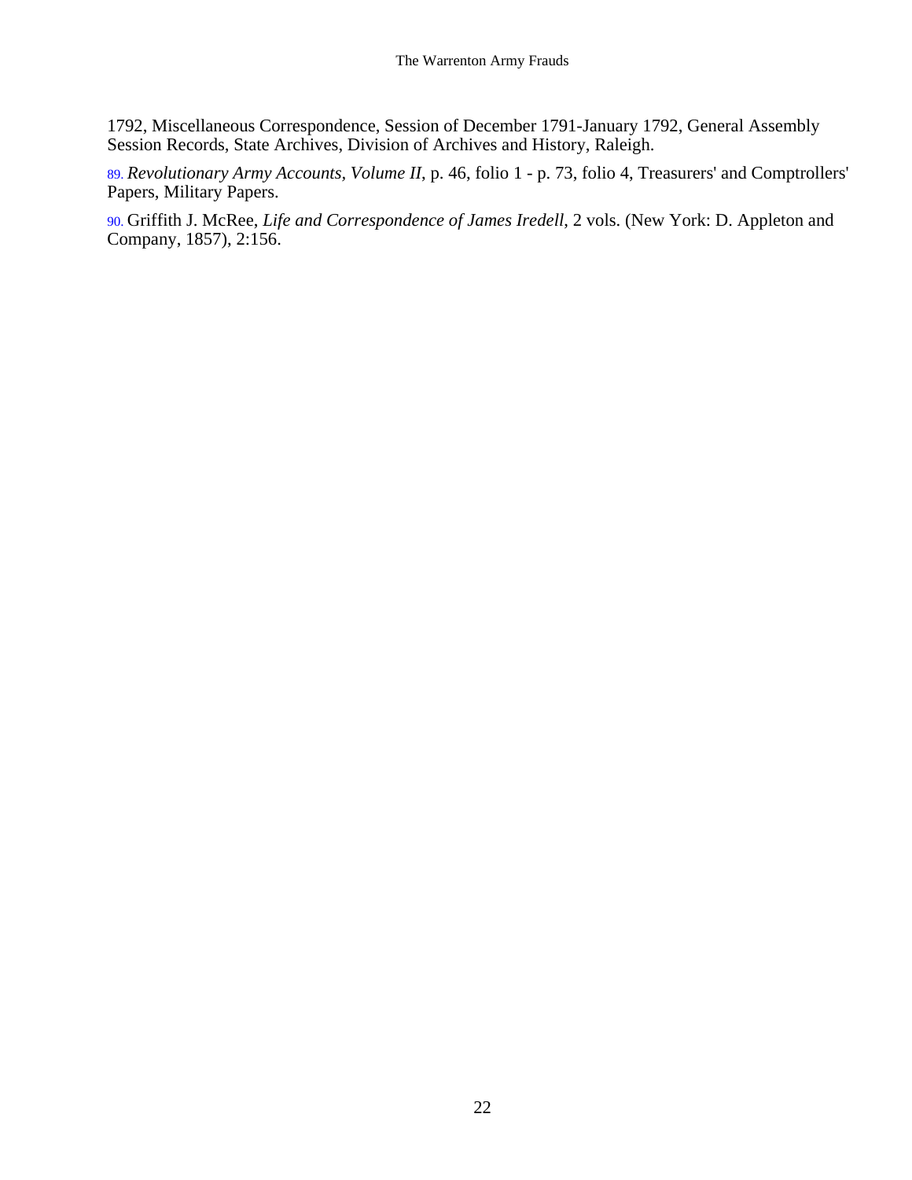1792, Miscellaneous Correspondence, Session of December 1791-January 1792, General Assembly Session Records, State Archives, Division of Archives and History, Raleigh.

89. *Revolutionary Army Accounts, Volume II*, p. 46, folio 1 - p. 73, folio 4, Treasurers' and Comptrollers' Papers, Military Papers.

90. Griffith J. McRee, *Life and Correspondence of James Iredell*, 2 vols. (New York: D. Appleton and Company, 1857), 2:156.